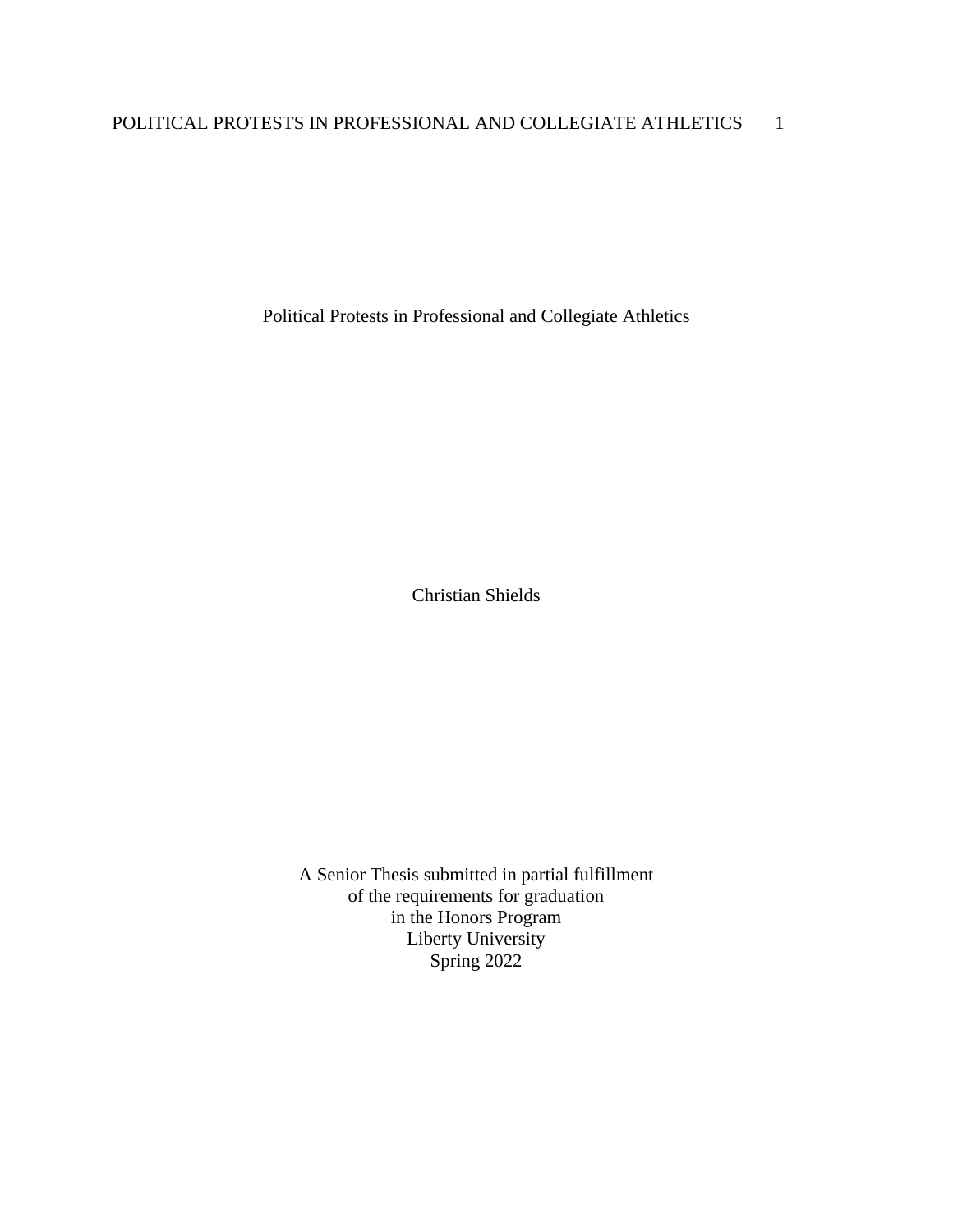# Political Protests in Professional and Collegiate Athletics

Christian Shields

A Senior Thesis submitted in partial fulfillment
of the requirements for graduation
in the Honors Program
Liberty University
Spring 2022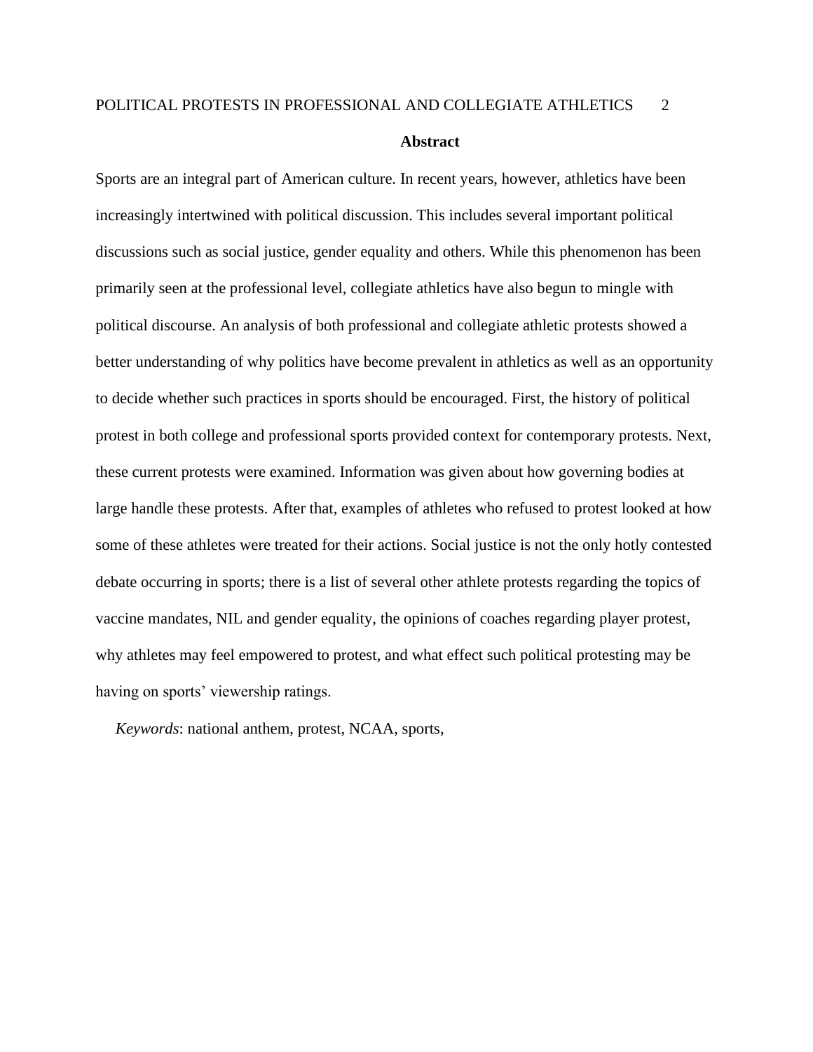# Abstract

Sports are an integral part of American culture. In recent years, however, athletics have been increasingly intertwined with political discussion. This includes several important political discussions such as social justice, gender equality and others. While this phenomenon has been primarily seen at the professional level, collegiate athletics have also begun to mingle with political discourse. An analysis of both professional and collegiate athletic protests showed a better understanding of why politics have become prevalent in athletics as well as an opportunity to decide whether such practices in sports should be encouraged. First, the history of political protest in both college and professional sports provided context for contemporary protests. Next, these current protests were examined. Information was given about how governing bodies at large handle these protests. After that, examples of athletes who refused to protest looked at how some of these athletes were treated for their actions. Social justice is not the only hotly contested debate occurring in sports; there is a list of several other athlete protests regarding the topics of vaccine mandates, NIL and gender equality, the opinions of coaches regarding player protest, why athletes may feel empowered to protest, and what effect such political protesting may be having on sports' viewership ratings.

*Keywords*: national anthem, protest, NCAA, sports,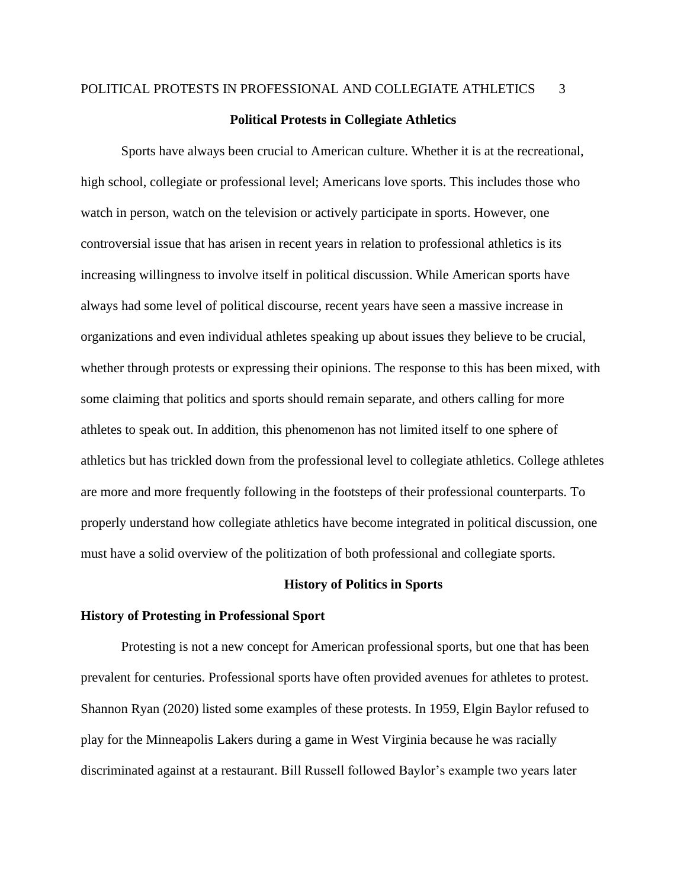## Political Protests in Collegiate Athletics

Sports have always been crucial to American culture. Whether it is at the recreational, high school, collegiate or professional level; Americans love sports. This includes those who watch in person, watch on the television or actively participate in sports. However, one controversial issue that has arisen in recent years in relation to professional athletics is its increasing willingness to involve itself in political discussion. While American sports have always had some level of political discourse, recent years have seen a massive increase in organizations and even individual athletes speaking up about issues they believe to be crucial, whether through protests or expressing their opinions. The response to this has been mixed, with some claiming that politics and sports should remain separate, and others calling for more athletes to speak out. In addition, this phenomenon has not limited itself to one sphere of athletics but has trickled down from the professional level to collegiate athletics. College athletes are more and more frequently following in the footsteps of their professional counterparts. To properly understand how collegiate athletics have become integrated in political discussion, one must have a solid overview of the politization of both professional and collegiate sports.

## History of Politics in Sports

### History of Protesting in Professional Sport

Protesting is not a new concept for American professional sports, but one that has been prevalent for centuries. Professional sports have often provided avenues for athletes to protest. Shannon Ryan (2020) listed some examples of these protests. In 1959, Elgin Baylor refused to play for the Minneapolis Lakers during a game in West Virginia because he was racially discriminated against at a restaurant. Bill Russell followed Baylor's example two years later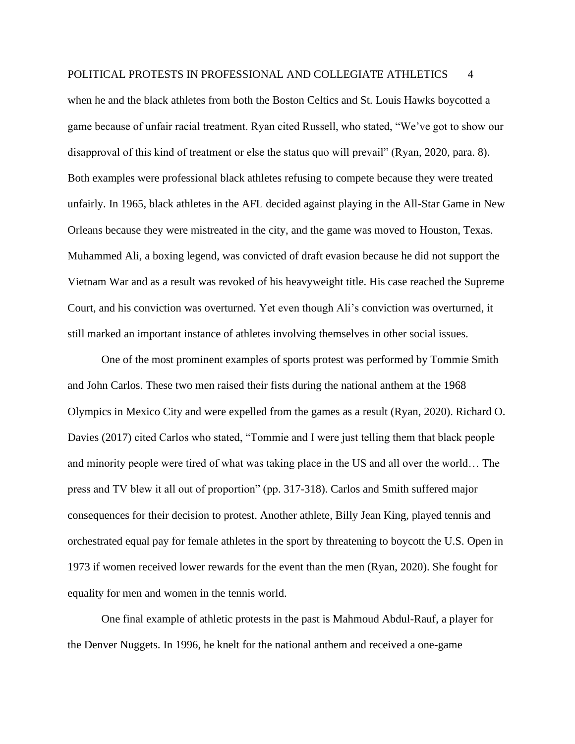when he and the black athletes from both the Boston Celtics and St. Louis Hawks boycotted a game because of unfair racial treatment. Ryan cited Russell, who stated, "We've got to show our disapproval of this kind of treatment or else the status quo will prevail" (Ryan, 2020, para. 8). Both examples were professional black athletes refusing to compete because they were treated unfairly. In 1965, black athletes in the AFL decided against playing in the All-Star Game in New Orleans because they were mistreated in the city, and the game was moved to Houston, Texas. Muhammed Ali, a boxing legend, was convicted of draft evasion because he did not support the Vietnam War and as a result was revoked of his heavyweight title. His case reached the Supreme Court, and his conviction was overturned. Yet even though Ali's conviction was overturned, it still marked an important instance of athletes involving themselves in other social issues.

One of the most prominent examples of sports protest was performed by Tommie Smith and John Carlos. These two men raised their fists during the national anthem at the 1968 Olympics in Mexico City and were expelled from the games as a result (Ryan, 2020). Richard O. Davies (2017) cited Carlos who stated, "Tommie and I were just telling them that black people and minority people were tired of what was taking place in the US and all over the world… The press and TV blew it all out of proportion" (pp. 317-318). Carlos and Smith suffered major consequences for their decision to protest. Another athlete, Billy Jean King, played tennis and orchestrated equal pay for female athletes in the sport by threatening to boycott the U.S. Open in 1973 if women received lower rewards for the event than the men (Ryan, 2020). She fought for equality for men and women in the tennis world.

One final example of athletic protests in the past is Mahmoud Abdul-Rauf, a player for the Denver Nuggets. In 1996, he knelt for the national anthem and received a one-game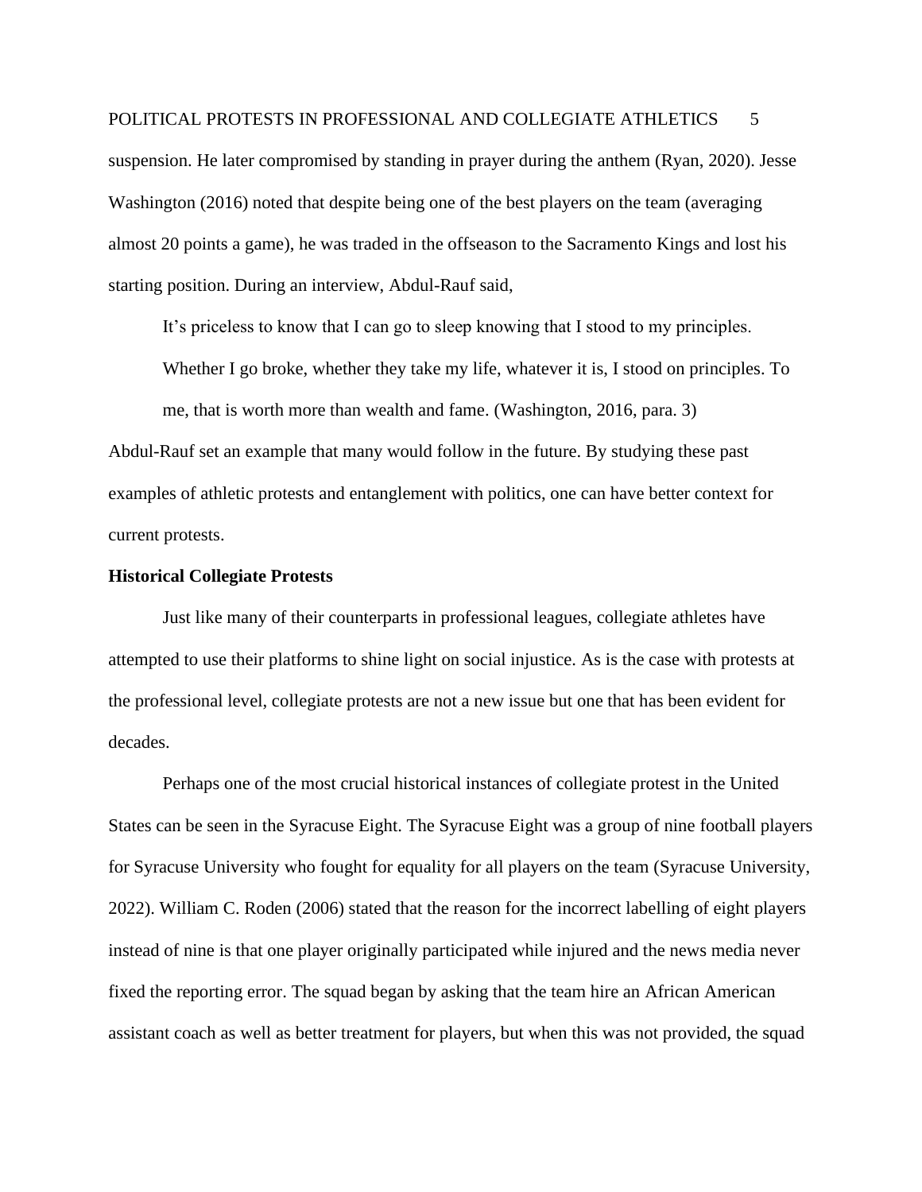suspension. He later compromised by standing in prayer during the anthem (Ryan, 2020). Jesse Washington (2016) noted that despite being one of the best players on the team (averaging almost 20 points a game), he was traded in the offseason to the Sacramento Kings and lost his starting position. During an interview, Abdul-Rauf said,

> It's priceless to know that I can go to sleep knowing that I stood to my principles. Whether I go broke, whether they take my life, whatever it is, I stood on principles. To me, that is worth more than wealth and fame. (Washington, 2016, para. 3)

Abdul-Rauf set an example that many would follow in the future. By studying these past examples of athletic protests and entanglement with politics, one can have better context for current protests.

**Historical Collegiate Protests**

Just like many of their counterparts in professional leagues, collegiate athletes have attempted to use their platforms to shine light on social injustice. As is the case with protests at the professional level, collegiate protests are not a new issue but one that has been evident for decades.

Perhaps one of the most crucial historical instances of collegiate protest in the United States can be seen in the Syracuse Eight. The Syracuse Eight was a group of nine football players for Syracuse University who fought for equality for all players on the team (Syracuse University, 2022). William C. Roden (2006) stated that the reason for the incorrect labelling of eight players instead of nine is that one player originally participated while injured and the news media never fixed the reporting error. The squad began by asking that the team hire an African American assistant coach as well as better treatment for players, but when this was not provided, the squad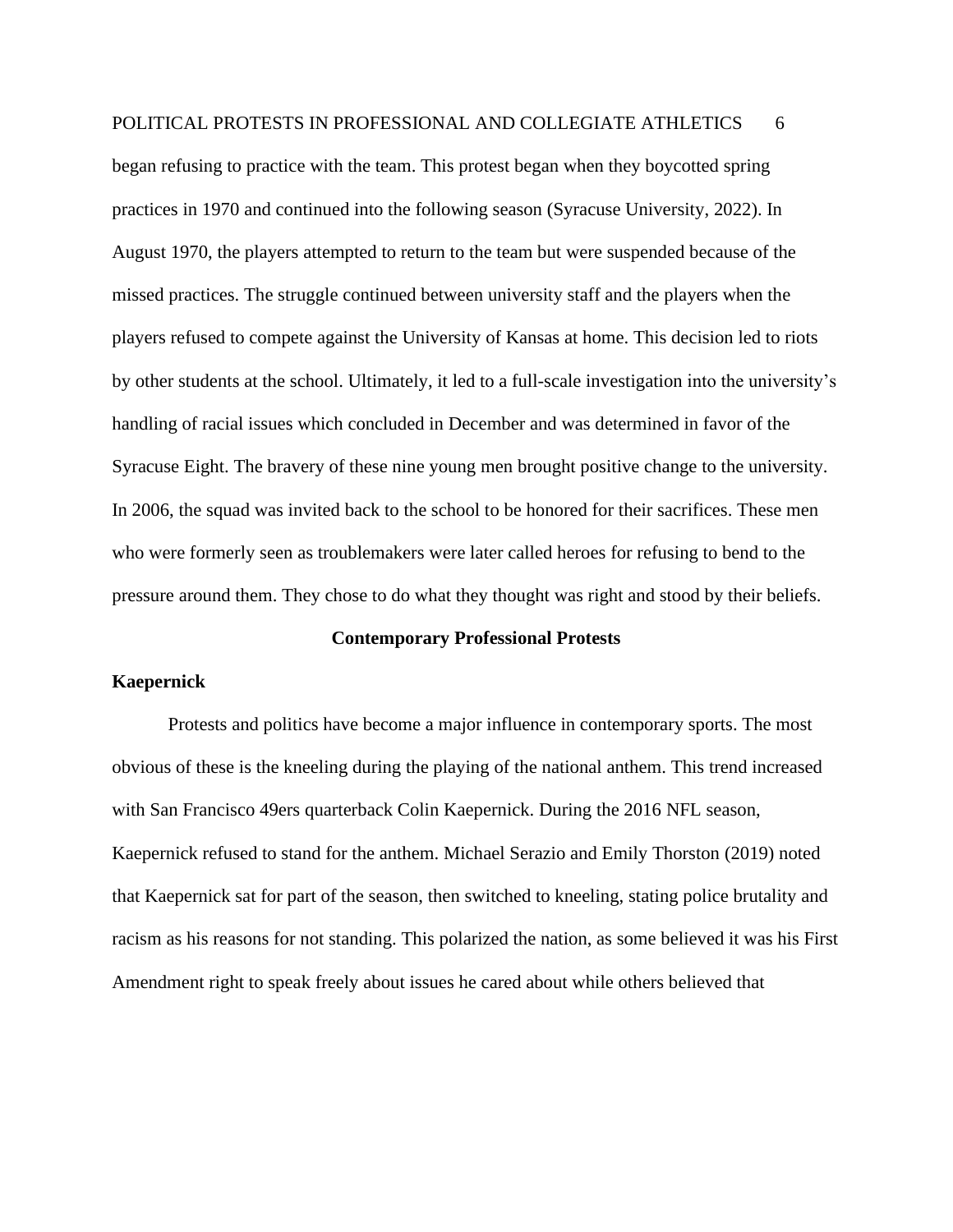began refusing to practice with the team. This protest began when they boycotted spring practices in 1970 and continued into the following season (Syracuse University, 2022). In August 1970, the players attempted to return to the team but were suspended because of the missed practices. The struggle continued between university staff and the players when the players refused to compete against the University of Kansas at home. This decision led to riots by other students at the school. Ultimately, it led to a full-scale investigation into the university's handling of racial issues which concluded in December and was determined in favor of the Syracuse Eight. The bravery of these nine young men brought positive change to the university. In 2006, the squad was invited back to the school to be honored for their sacrifices. These men who were formerly seen as troublemakers were later called heroes for refusing to bend to the pressure around them. They chose to do what they thought was right and stood by their beliefs.

## Contemporary Professional Protests

### Kaepernick

Protests and politics have become a major influence in contemporary sports. The most obvious of these is the kneeling during the playing of the national anthem. This trend increased with San Francisco 49ers quarterback Colin Kaepernick. During the 2016 NFL season, Kaepernick refused to stand for the anthem. Michael Serazio and Emily Thorston (2019) noted that Kaepernick sat for part of the season, then switched to kneeling, stating police brutality and racism as his reasons for not standing. This polarized the nation, as some believed it was his First Amendment right to speak freely about issues he cared about while others believed that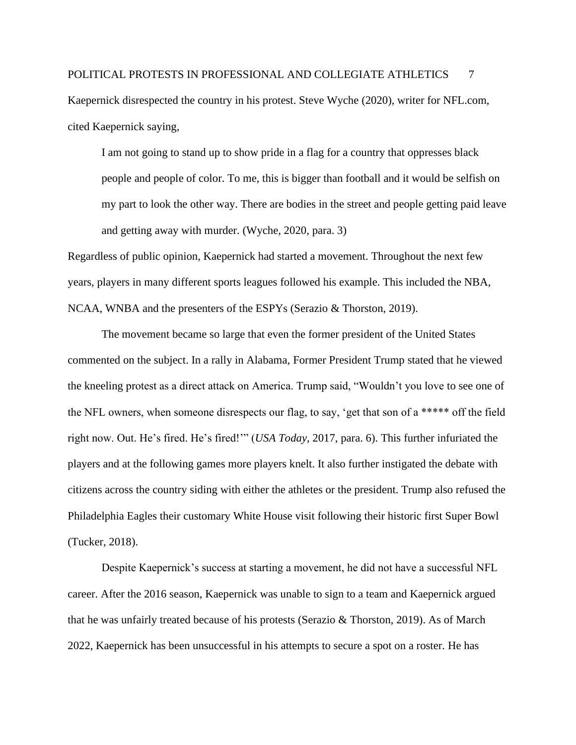Kaepernick disrespected the country in his protest. Steve Wyche (2020), writer for NFL.com, cited Kaepernick saying,

> I am not going to stand up to show pride in a flag for a country that oppresses black people and people of color. To me, this is bigger than football and it would be selfish on my part to look the other way. There are bodies in the street and people getting paid leave and getting away with murder. (Wyche, 2020, para. 3)

Regardless of public opinion, Kaepernick had started a movement. Throughout the next few years, players in many different sports leagues followed his example. This included the NBA, NCAA, WNBA and the presenters of the ESPYs (Serazio & Thorston, 2019).

The movement became so large that even the former president of the United States commented on the subject. In a rally in Alabama, Former President Trump stated that he viewed the kneeling protest as a direct attack on America. Trump said, "Wouldn't you love to see one of the NFL owners, when someone disrespects our flag, to say, 'get that son of a ***** off the field right now. Out. He's fired. He's fired!'" (*USA Today*, 2017, para. 6). This further infuriated the players and at the following games more players knelt. It also further instigated the debate with citizens across the country siding with either the athletes or the president. Trump also refused the Philadelphia Eagles their customary White House visit following their historic first Super Bowl (Tucker, 2018).

Despite Kaepernick's success at starting a movement, he did not have a successful NFL career. After the 2016 season, Kaepernick was unable to sign to a team and Kaepernick argued that he was unfairly treated because of his protests (Serazio & Thorston, 2019). As of March 2022, Kaepernick has been unsuccessful in his attempts to secure a spot on a roster. He has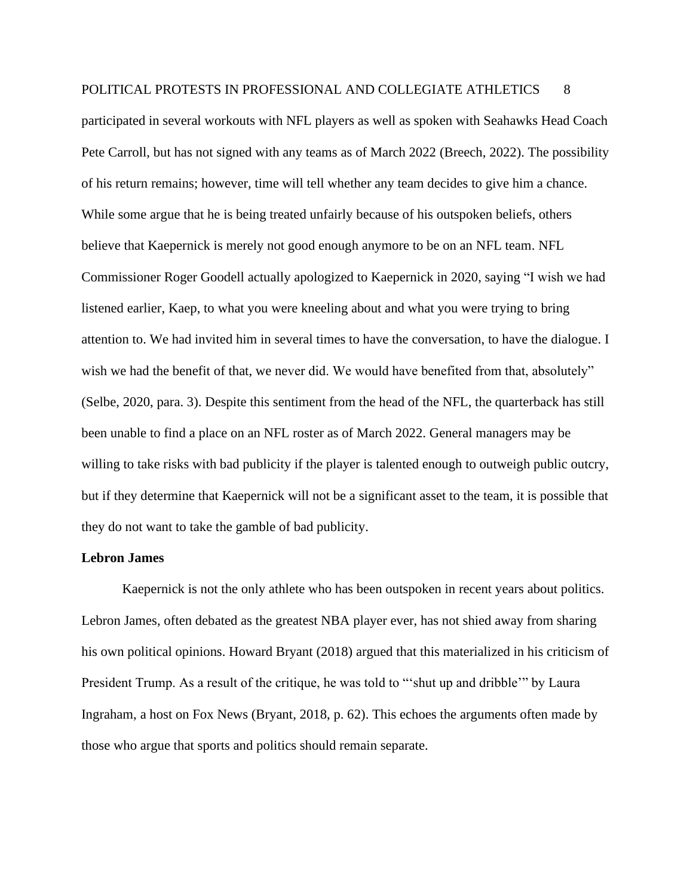participated in several workouts with NFL players as well as spoken with Seahawks Head Coach Pete Carroll, but has not signed with any teams as of March 2022 (Breech, 2022). The possibility of his return remains; however, time will tell whether any team decides to give him a chance. While some argue that he is being treated unfairly because of his outspoken beliefs, others believe that Kaepernick is merely not good enough anymore to be on an NFL team. NFL Commissioner Roger Goodell actually apologized to Kaepernick in 2020, saying "I wish we had listened earlier, Kaep, to what you were kneeling about and what you were trying to bring attention to. We had invited him in several times to have the conversation, to have the dialogue. I wish we had the benefit of that, we never did. We would have benefited from that, absolutely" (Selbe, 2020, para. 3). Despite this sentiment from the head of the NFL, the quarterback has still been unable to find a place on an NFL roster as of March 2022. General managers may be willing to take risks with bad publicity if the player is talented enough to outweigh public outcry, but if they determine that Kaepernick will not be a significant asset to the team, it is possible that they do not want to take the gamble of bad publicity.

**Lebron James**

Kaepernick is not the only athlete who has been outspoken in recent years about politics. Lebron James, often debated as the greatest NBA player ever, has not shied away from sharing his own political opinions. Howard Bryant (2018) argued that this materialized in his criticism of President Trump. As a result of the critique, he was told to "'shut up and dribble'" by Laura Ingraham, a host on Fox News (Bryant, 2018, p. 62). This echoes the arguments often made by those who argue that sports and politics should remain separate.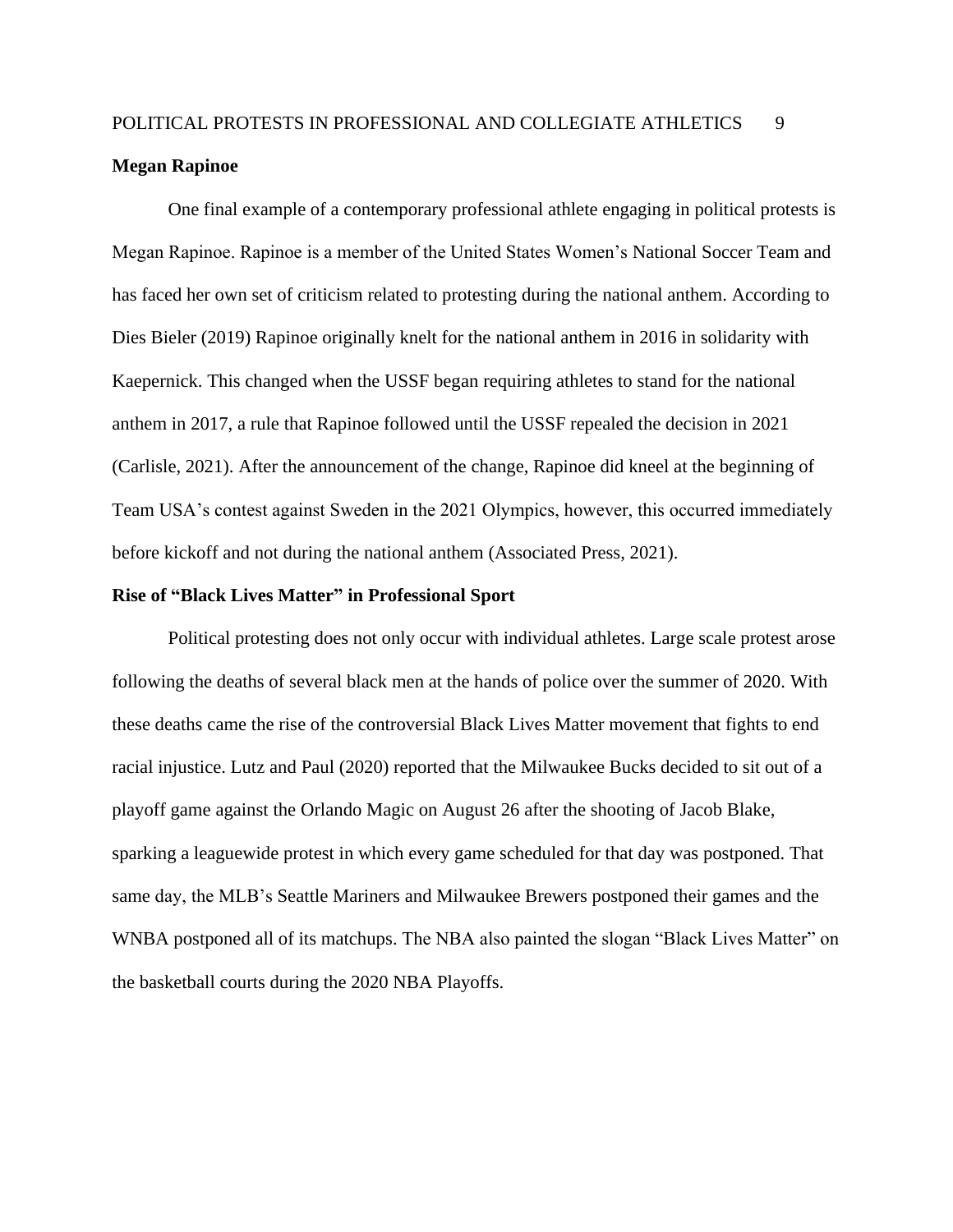**Megan Rapinoe**

One final example of a contemporary professional athlete engaging in political protests is Megan Rapinoe. Rapinoe is a member of the United States Women's National Soccer Team and has faced her own set of criticism related to protesting during the national anthem. According to Dies Bieler (2019) Rapinoe originally knelt for the national anthem in 2016 in solidarity with Kaepernick. This changed when the USSF began requiring athletes to stand for the national anthem in 2017, a rule that Rapinoe followed until the USSF repealed the decision in 2021 (Carlisle, 2021). After the announcement of the change, Rapinoe did kneel at the beginning of Team USA's contest against Sweden in the 2021 Olympics, however, this occurred immediately before kickoff and not during the national anthem (Associated Press, 2021).

**Rise of "Black Lives Matter" in Professional Sport**

Political protesting does not only occur with individual athletes. Large scale protest arose following the deaths of several black men at the hands of police over the summer of 2020. With these deaths came the rise of the controversial Black Lives Matter movement that fights to end racial injustice. Lutz and Paul (2020) reported that the Milwaukee Bucks decided to sit out of a playoff game against the Orlando Magic on August 26 after the shooting of Jacob Blake, sparking a leaguewide protest in which every game scheduled for that day was postponed. That same day, the MLB's Seattle Mariners and Milwaukee Brewers postponed their games and the WNBA postponed all of its matchups. The NBA also painted the slogan "Black Lives Matter" on the basketball courts during the 2020 NBA Playoffs.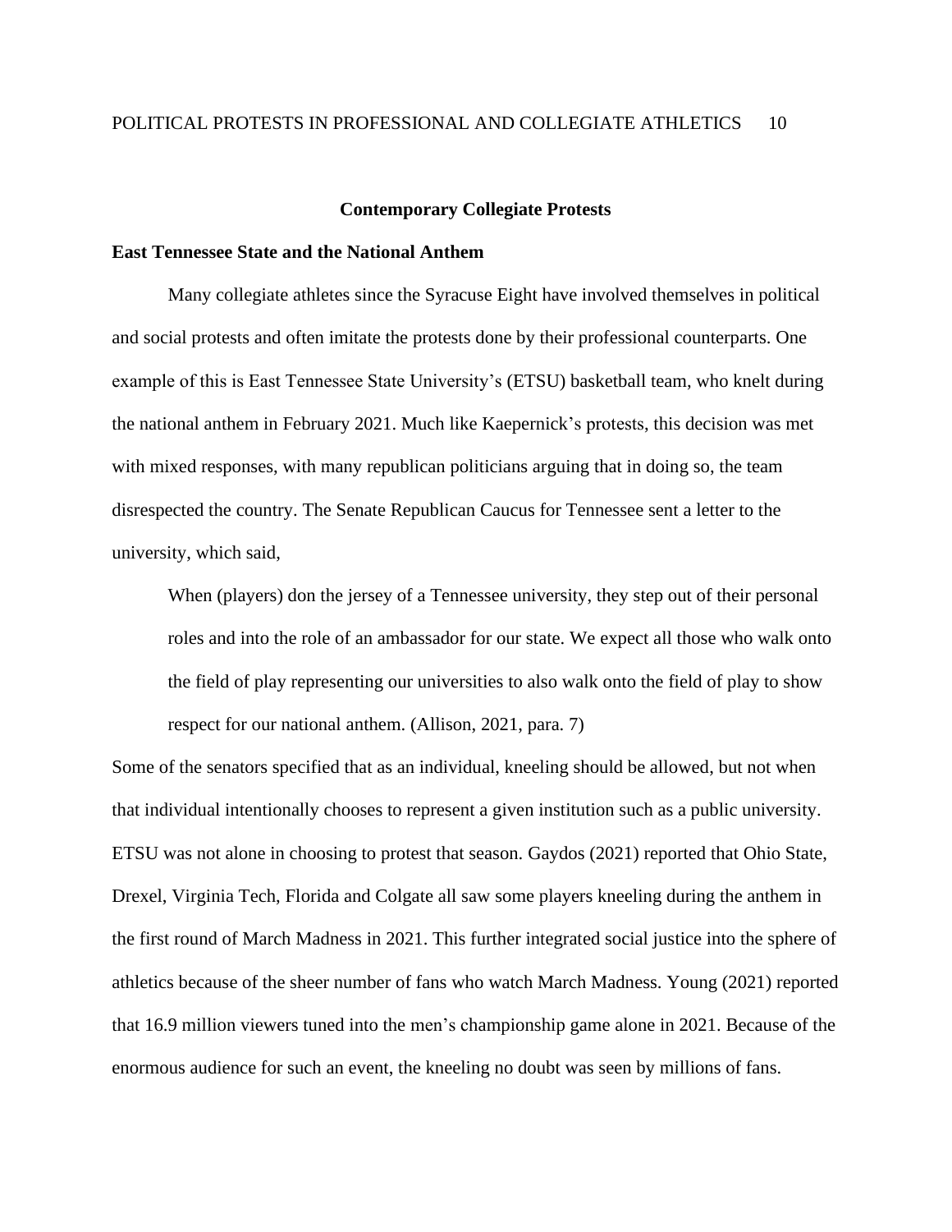## Contemporary Collegiate Protests

### East Tennessee State and the National Anthem

Many collegiate athletes since the Syracuse Eight have involved themselves in political and social protests and often imitate the protests done by their professional counterparts. One example of this is East Tennessee State University's (ETSU) basketball team, who knelt during the national anthem in February 2021. Much like Kaepernick's protests, this decision was met with mixed responses, with many republican politicians arguing that in doing so, the team disrespected the country. The Senate Republican Caucus for Tennessee sent a letter to the university, which said,

> When (players) don the jersey of a Tennessee university, they step out of their personal roles and into the role of an ambassador for our state. We expect all those who walk onto the field of play representing our universities to also walk onto the field of play to show respect for our national anthem. (Allison, 2021, para. 7)

Some of the senators specified that as an individual, kneeling should be allowed, but not when that individual intentionally chooses to represent a given institution such as a public university. ETSU was not alone in choosing to protest that season. Gaydos (2021) reported that Ohio State, Drexel, Virginia Tech, Florida and Colgate all saw some players kneeling during the anthem in the first round of March Madness in 2021. This further integrated social justice into the sphere of athletics because of the sheer number of fans who watch March Madness. Young (2021) reported that 16.9 million viewers tuned into the men's championship game alone in 2021. Because of the enormous audience for such an event, the kneeling no doubt was seen by millions of fans.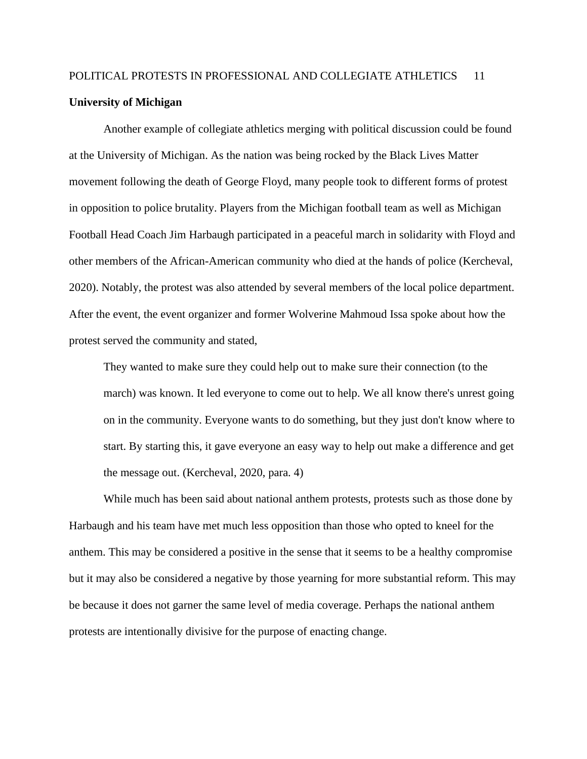**University of Michigan**

Another example of collegiate athletics merging with political discussion could be found at the University of Michigan. As the nation was being rocked by the Black Lives Matter movement following the death of George Floyd, many people took to different forms of protest in opposition to police brutality. Players from the Michigan football team as well as Michigan Football Head Coach Jim Harbaugh participated in a peaceful march in solidarity with Floyd and other members of the African-American community who died at the hands of police (Kercheval, 2020). Notably, the protest was also attended by several members of the local police department. After the event, the event organizer and former Wolverine Mahmoud Issa spoke about how the protest served the community and stated,

> They wanted to make sure they could help out to make sure their connection (to the march) was known. It led everyone to come out to help. We all know there's unrest going on in the community. Everyone wants to do something, but they just don't know where to start. By starting this, it gave everyone an easy way to help out make a difference and get the message out. (Kercheval, 2020, para. 4)

While much has been said about national anthem protests, protests such as those done by Harbaugh and his team have met much less opposition than those who opted to kneel for the anthem. This may be considered a positive in the sense that it seems to be a healthy compromise but it may also be considered a negative by those yearning for more substantial reform. This may be because it does not garner the same level of media coverage. Perhaps the national anthem protests are intentionally divisive for the purpose of enacting change.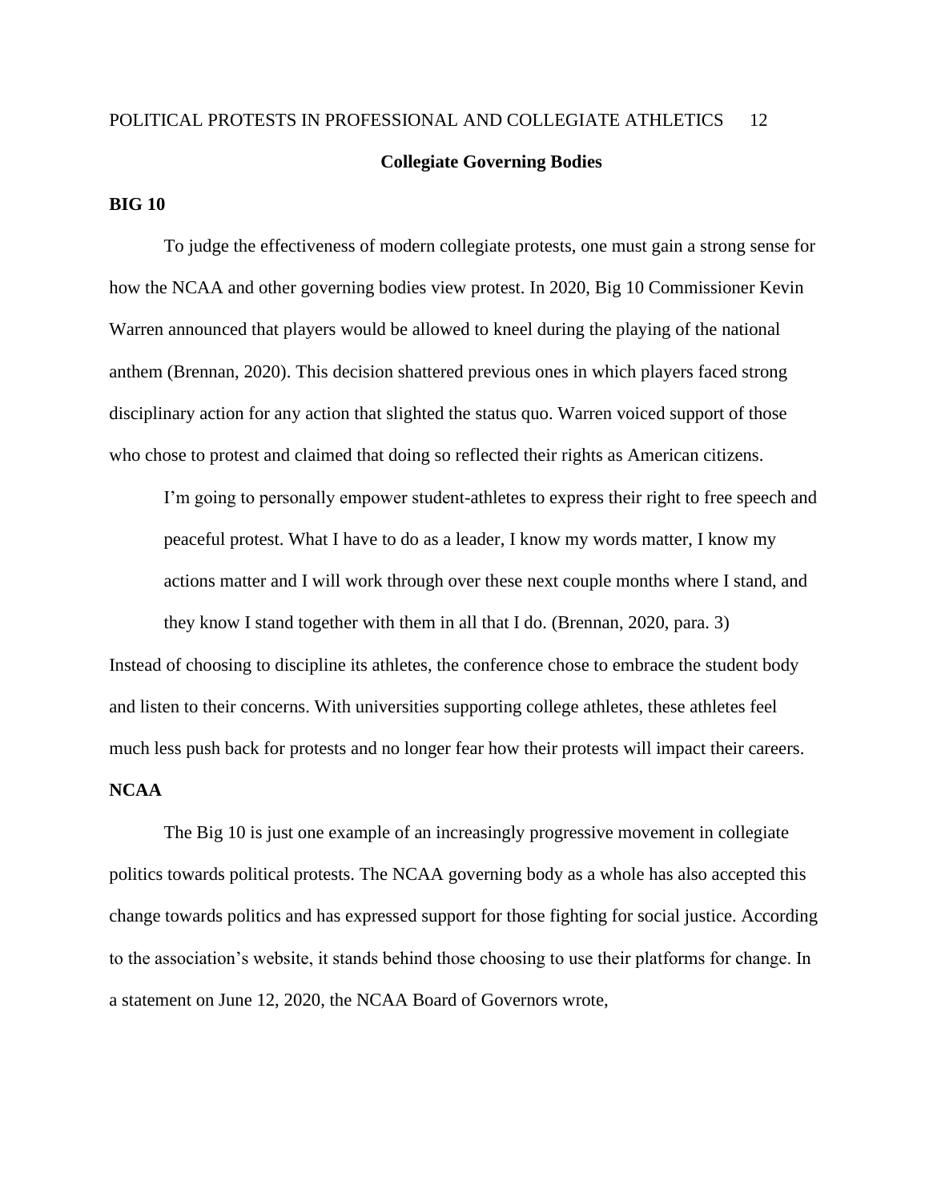## Collegiate Governing Bodies

### BIG 10

To judge the effectiveness of modern collegiate protests, one must gain a strong sense for how the NCAA and other governing bodies view protest. In 2020, Big 10 Commissioner Kevin Warren announced that players would be allowed to kneel during the playing of the national anthem (Brennan, 2020). This decision shattered previous ones in which players faced strong disciplinary action for any action that slighted the status quo. Warren voiced support of those who chose to protest and claimed that doing so reflected their rights as American citizens.

> I'm going to personally empower student-athletes to express their right to free speech and peaceful protest. What I have to do as a leader, I know my words matter, I know my actions matter and I will work through over these next couple months where I stand, and they know I stand together with them in all that I do. (Brennan, 2020, para. 3)

Instead of choosing to discipline its athletes, the conference chose to embrace the student body and listen to their concerns. With universities supporting college athletes, these athletes feel much less push back for protests and no longer fear how their protests will impact their careers.

### NCAA

The Big 10 is just one example of an increasingly progressive movement in collegiate politics towards political protests. The NCAA governing body as a whole has also accepted this change towards politics and has expressed support for those fighting for social justice. According to the association's website, it stands behind those choosing to use their platforms for change. In a statement on June 12, 2020, the NCAA Board of Governors wrote,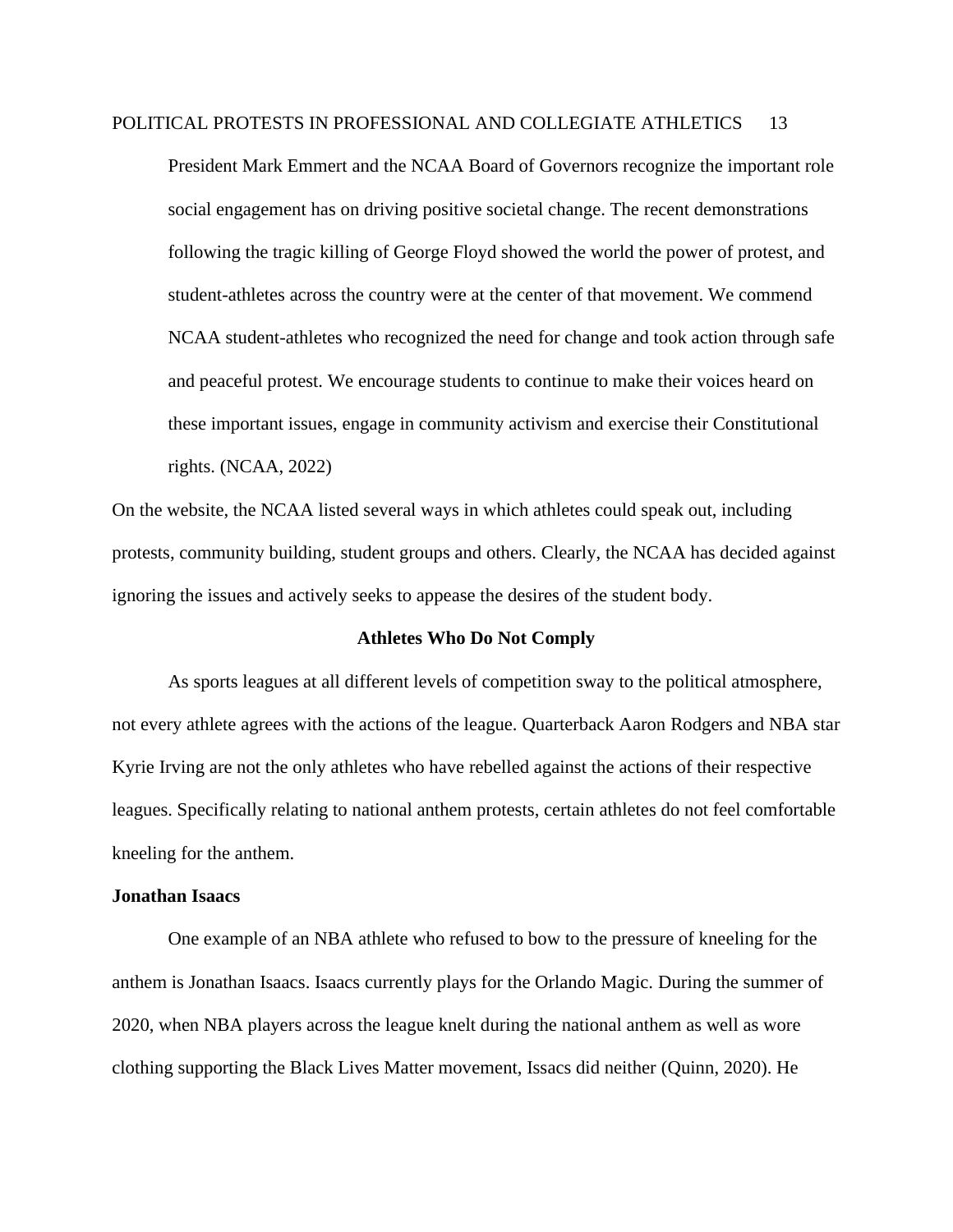> President Mark Emmert and the NCAA Board of Governors recognize the important role social engagement has on driving positive societal change. The recent demonstrations following the tragic killing of George Floyd showed the world the power of protest, and student-athletes across the country were at the center of that movement. We commend NCAA student-athletes who recognized the need for change and took action through safe and peaceful protest. We encourage students to continue to make their voices heard on these important issues, engage in community activism and exercise their Constitutional rights. (NCAA, 2022)

On the website, the NCAA listed several ways in which athletes could speak out, including protests, community building, student groups and others. Clearly, the NCAA has decided against ignoring the issues and actively seeks to appease the desires of the student body.

## Athletes Who Do Not Comply

As sports leagues at all different levels of competition sway to the political atmosphere, not every athlete agrees with the actions of the league. Quarterback Aaron Rodgers and NBA star Kyrie Irving are not the only athletes who have rebelled against the actions of their respective leagues. Specifically relating to national anthem protests, certain athletes do not feel comfortable kneeling for the anthem.

### Jonathan Isaacs

One example of an NBA athlete who refused to bow to the pressure of kneeling for the anthem is Jonathan Isaacs. Isaacs currently plays for the Orlando Magic. During the summer of 2020, when NBA players across the league knelt during the national anthem as well as wore clothing supporting the Black Lives Matter movement, Issacs did neither (Quinn, 2020). He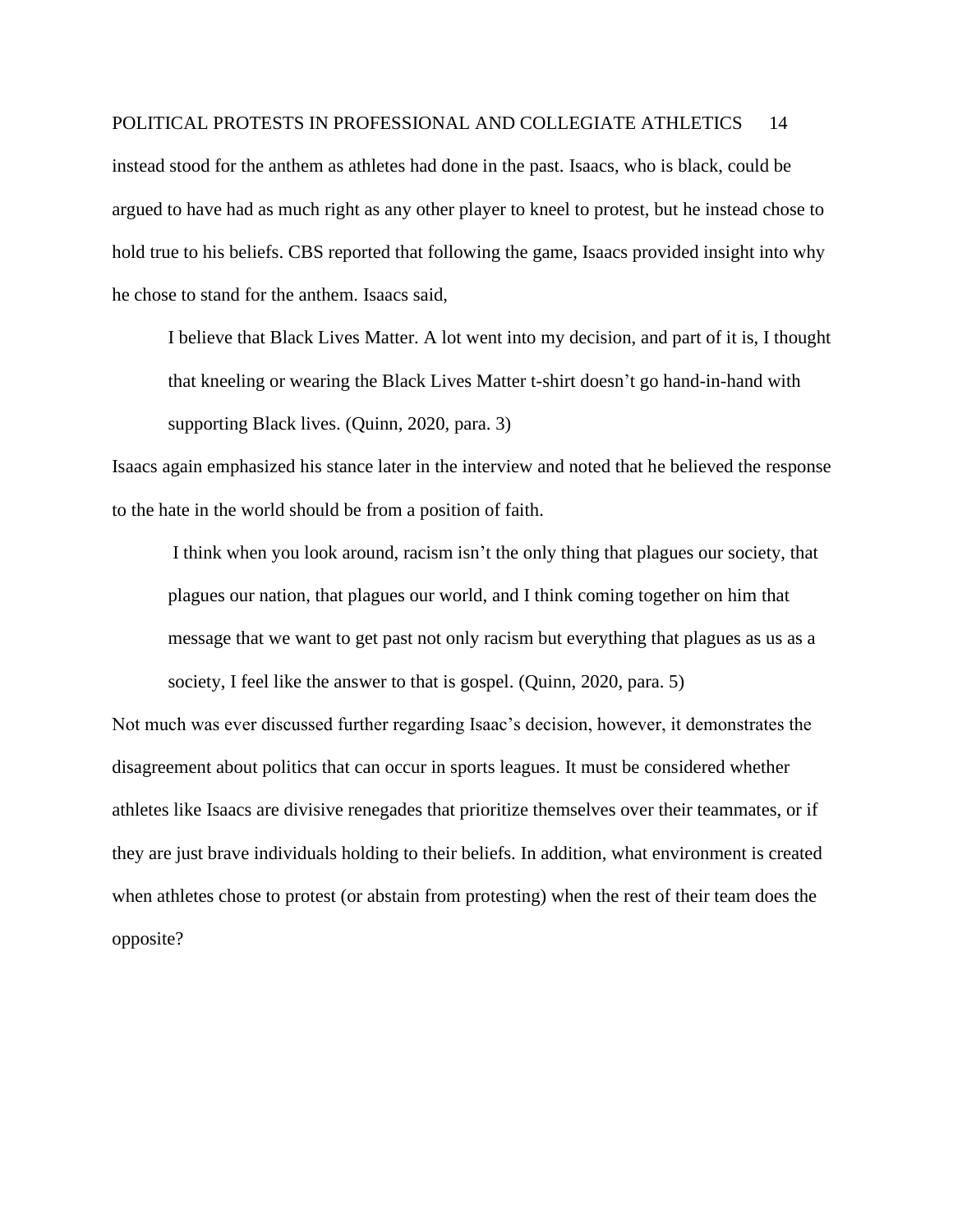instead stood for the anthem as athletes had done in the past. Isaacs, who is black, could be argued to have had as much right as any other player to kneel to protest, but he instead chose to hold true to his beliefs. CBS reported that following the game, Isaacs provided insight into why he chose to stand for the anthem. Isaacs said,

> I believe that Black Lives Matter. A lot went into my decision, and part of it is, I thought that kneeling or wearing the Black Lives Matter t-shirt doesn't go hand-in-hand with supporting Black lives. (Quinn, 2020, para. 3)

Isaacs again emphasized his stance later in the interview and noted that he believed the response to the hate in the world should be from a position of faith.

> I think when you look around, racism isn't the only thing that plagues our society, that plagues our nation, that plagues our world, and I think coming together on him that message that we want to get past not only racism but everything that plagues as us as a society, I feel like the answer to that is gospel. (Quinn, 2020, para. 5)

Not much was ever discussed further regarding Isaac's decision, however, it demonstrates the disagreement about politics that can occur in sports leagues. It must be considered whether athletes like Isaacs are divisive renegades that prioritize themselves over their teammates, or if they are just brave individuals holding to their beliefs. In addition, what environment is created when athletes chose to protest (or abstain from protesting) when the rest of their team does the opposite?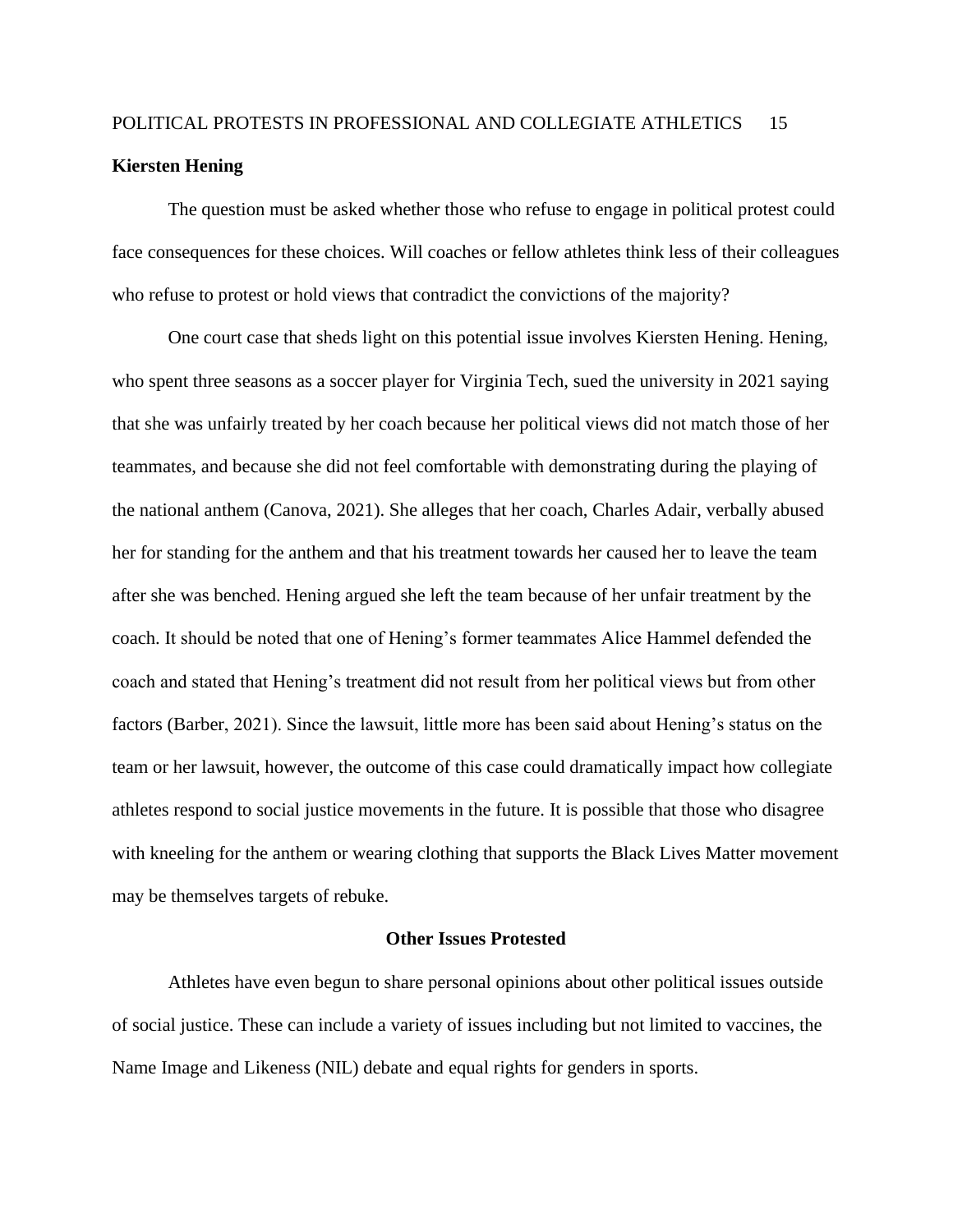**Kiersten Hening**

The question must be asked whether those who refuse to engage in political protest could face consequences for these choices. Will coaches or fellow athletes think less of their colleagues who refuse to protest or hold views that contradict the convictions of the majority?

One court case that sheds light on this potential issue involves Kiersten Hening. Hening, who spent three seasons as a soccer player for Virginia Tech, sued the university in 2021 saying that she was unfairly treated by her coach because her political views did not match those of her teammates, and because she did not feel comfortable with demonstrating during the playing of the national anthem (Canova, 2021). She alleges that her coach, Charles Adair, verbally abused her for standing for the anthem and that his treatment towards her caused her to leave the team after she was benched. Hening argued she left the team because of her unfair treatment by the coach. It should be noted that one of Hening's former teammates Alice Hammel defended the coach and stated that Hening's treatment did not result from her political views but from other factors (Barber, 2021). Since the lawsuit, little more has been said about Hening's status on the team or her lawsuit, however, the outcome of this case could dramatically impact how collegiate athletes respond to social justice movements in the future. It is possible that those who disagree with kneeling for the anthem or wearing clothing that supports the Black Lives Matter movement may be themselves targets of rebuke.

## Other Issues Protested

Athletes have even begun to share personal opinions about other political issues outside of social justice. These can include a variety of issues including but not limited to vaccines, the Name Image and Likeness (NIL) debate and equal rights for genders in sports.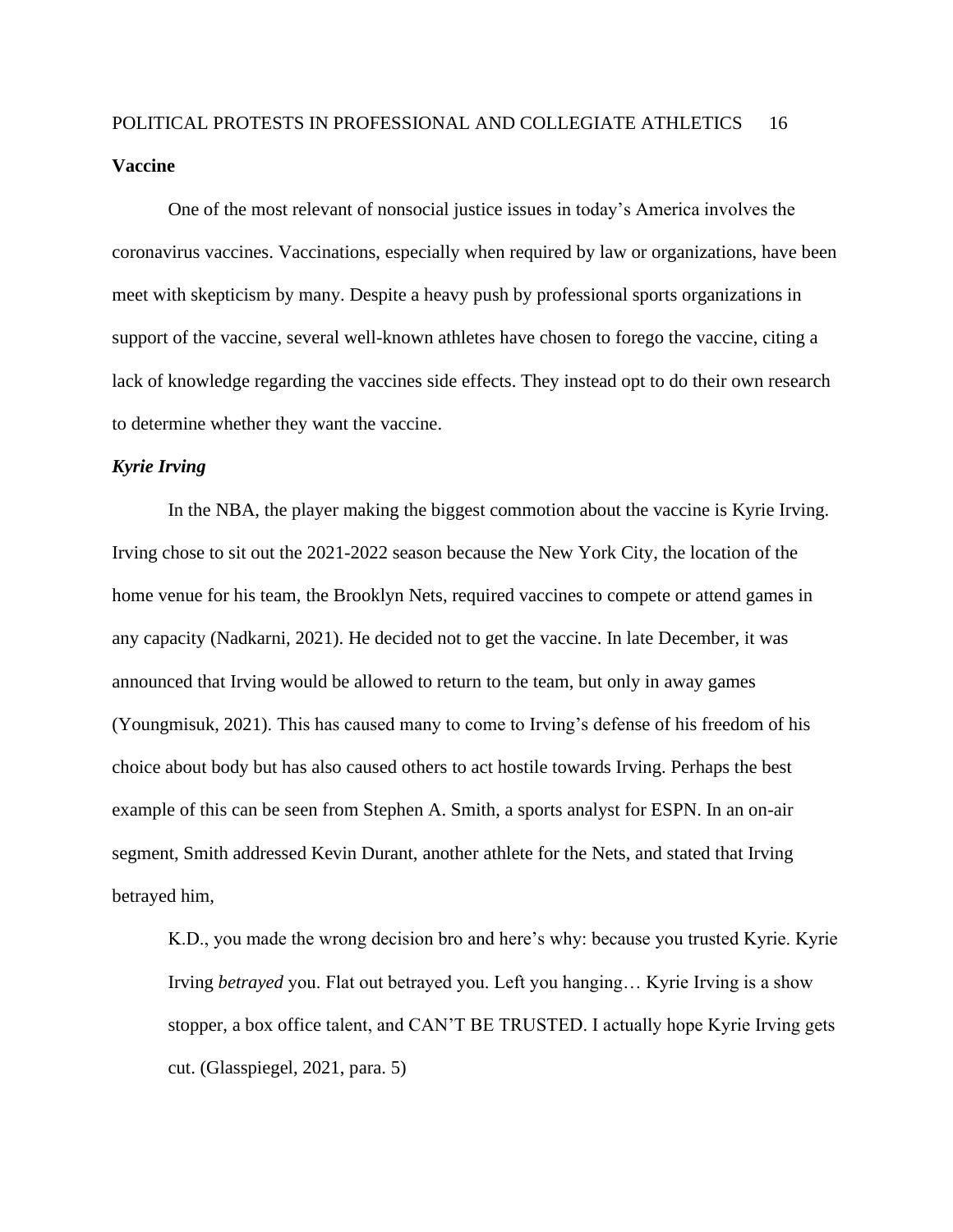**Vaccine**

One of the most relevant of nonsocial justice issues in today's America involves the coronavirus vaccines. Vaccinations, especially when required by law or organizations, have been meet with skepticism by many. Despite a heavy push by professional sports organizations in support of the vaccine, several well-known athletes have chosen to forego the vaccine, citing a lack of knowledge regarding the vaccines side effects. They instead opt to do their own research to determine whether they want the vaccine.

***Kyrie Irving***

In the NBA, the player making the biggest commotion about the vaccine is Kyrie Irving. Irving chose to sit out the 2021-2022 season because the New York City, the location of the home venue for his team, the Brooklyn Nets, required vaccines to compete or attend games in any capacity (Nadkarni, 2021). He decided not to get the vaccine. In late December, it was announced that Irving would be allowed to return to the team, but only in away games (Youngmisuk, 2021). This has caused many to come to Irving's defense of his freedom of his choice about body but has also caused others to act hostile towards Irving. Perhaps the best example of this can be seen from Stephen A. Smith, a sports analyst for ESPN. In an on-air segment, Smith addressed Kevin Durant, another athlete for the Nets, and stated that Irving betrayed him,

> K.D., you made the wrong decision bro and here's why: because you trusted Kyrie. Kyrie Irving *betrayed* you. Flat out betrayed you. Left you hanging… Kyrie Irving is a show stopper, a box office talent, and CAN'T BE TRUSTED. I actually hope Kyrie Irving gets cut. (Glasspiegel, 2021, para. 5)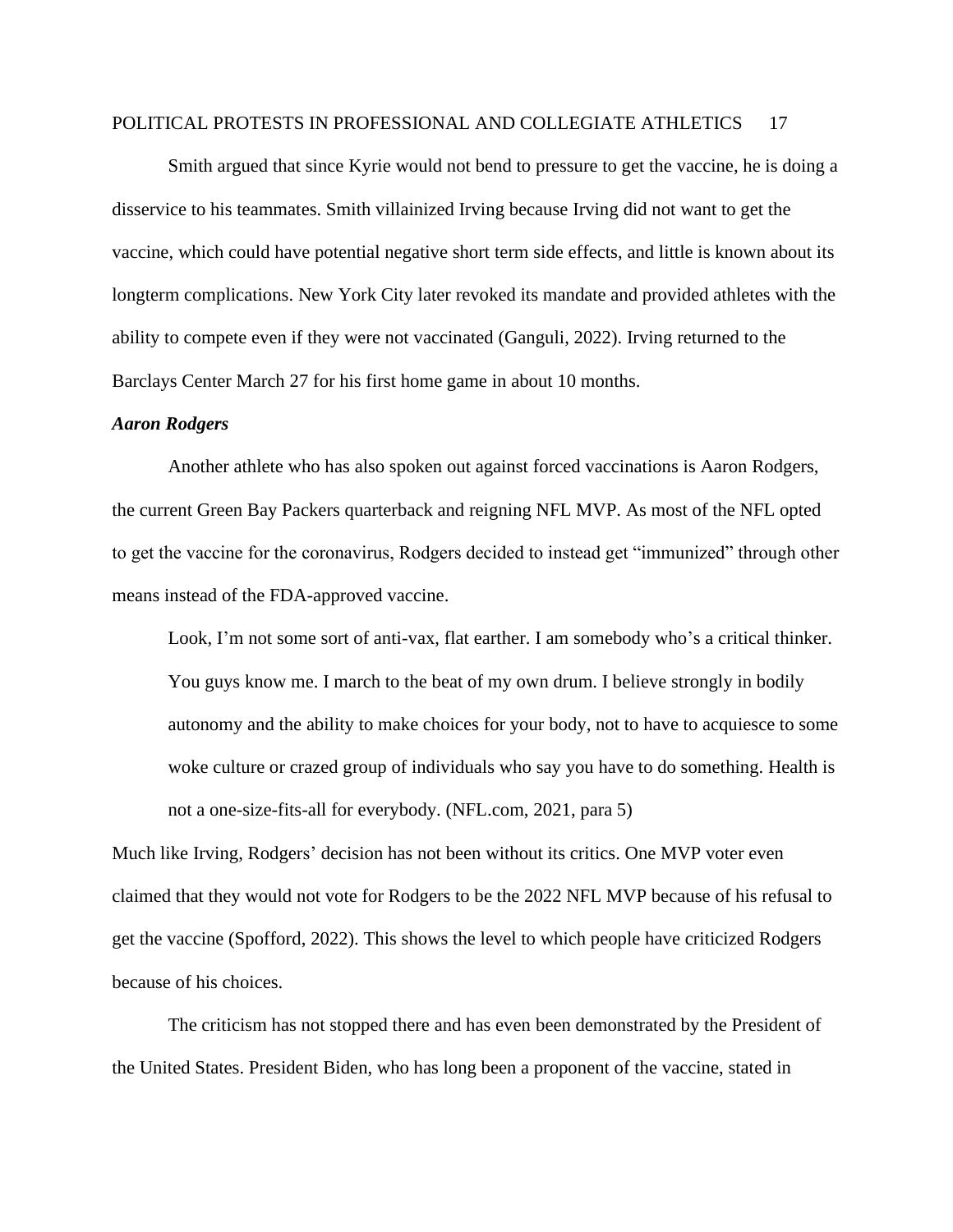Smith argued that since Kyrie would not bend to pressure to get the vaccine, he is doing a disservice to his teammates. Smith villainized Irving because Irving did not want to get the vaccine, which could have potential negative short term side effects, and little is known about its longterm complications. New York City later revoked its mandate and provided athletes with the ability to compete even if they were not vaccinated (Ganguli, 2022). Irving returned to the Barclays Center March 27 for his first home game in about 10 months.

***Aaron Rodgers***

Another athlete who has also spoken out against forced vaccinations is Aaron Rodgers, the current Green Bay Packers quarterback and reigning NFL MVP. As most of the NFL opted to get the vaccine for the coronavirus, Rodgers decided to instead get "immunized" through other means instead of the FDA-approved vaccine.

> Look, I'm not some sort of anti-vax, flat earther. I am somebody who's a critical thinker. You guys know me. I march to the beat of my own drum. I believe strongly in bodily autonomy and the ability to make choices for your body, not to have to acquiesce to some woke culture or crazed group of individuals who say you have to do something. Health is not a one-size-fits-all for everybody. (NFL.com, 2021, para 5)

Much like Irving, Rodgers' decision has not been without its critics. One MVP voter even claimed that they would not vote for Rodgers to be the 2022 NFL MVP because of his refusal to get the vaccine (Spofford, 2022). This shows the level to which people have criticized Rodgers because of his choices.

The criticism has not stopped there and has even been demonstrated by the President of the United States. President Biden, who has long been a proponent of the vaccine, stated in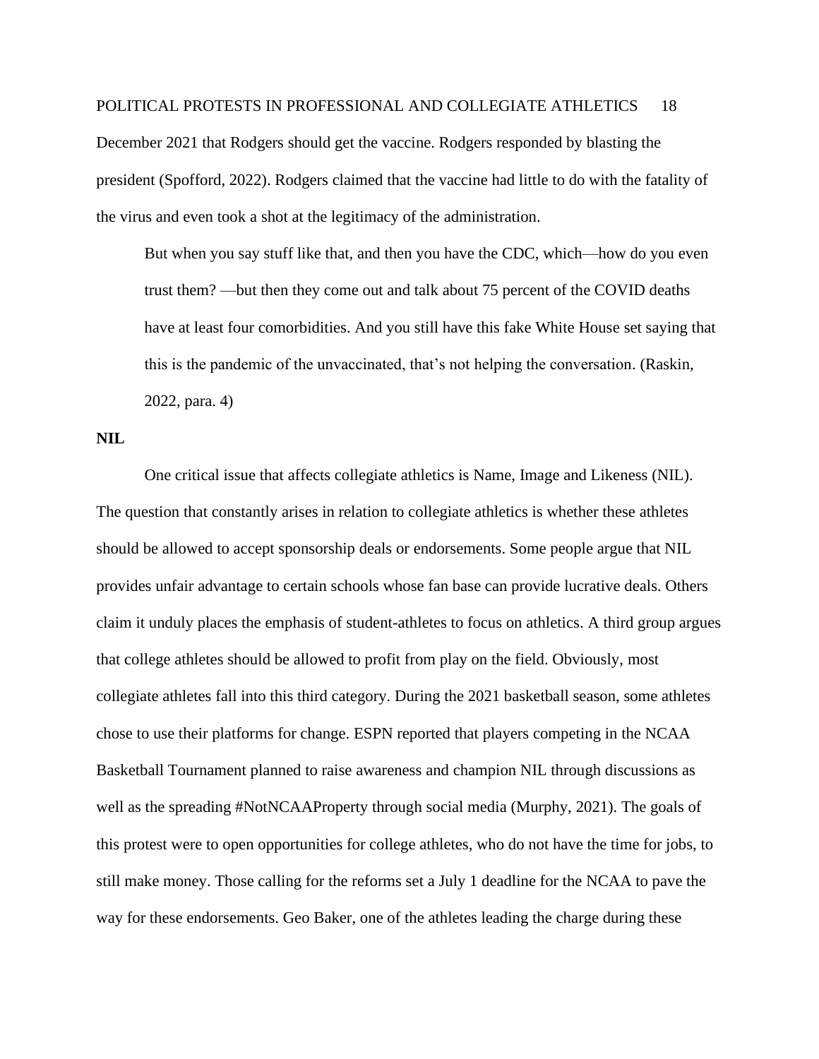December 2021 that Rodgers should get the vaccine. Rodgers responded by blasting the president (Spofford, 2022). Rodgers claimed that the vaccine had little to do with the fatality of the virus and even took a shot at the legitimacy of the administration.

> But when you say stuff like that, and then you have the CDC, which—how do you even trust them? —but then they come out and talk about 75 percent of the COVID deaths have at least four comorbidities. And you still have this fake White House set saying that this is the pandemic of the unvaccinated, that's not helping the conversation. (Raskin, 2022, para. 4)

**NIL**

One critical issue that affects collegiate athletics is Name, Image and Likeness (NIL). The question that constantly arises in relation to collegiate athletics is whether these athletes should be allowed to accept sponsorship deals or endorsements. Some people argue that NIL provides unfair advantage to certain schools whose fan base can provide lucrative deals. Others claim it unduly places the emphasis of student-athletes to focus on athletics. A third group argues that college athletes should be allowed to profit from play on the field. Obviously, most collegiate athletes fall into this third category. During the 2021 basketball season, some athletes chose to use their platforms for change. ESPN reported that players competing in the NCAA Basketball Tournament planned to raise awareness and champion NIL through discussions as well as the spreading #NotNCAAProperty through social media (Murphy, 2021). The goals of this protest were to open opportunities for college athletes, who do not have the time for jobs, to still make money. Those calling for the reforms set a July 1 deadline for the NCAA to pave the way for these endorsements. Geo Baker, one of the athletes leading the charge during these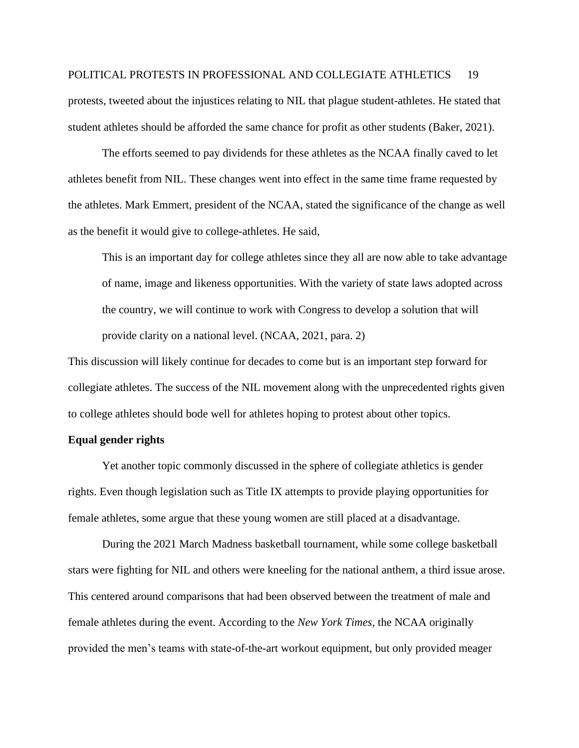protests, tweeted about the injustices relating to NIL that plague student-athletes. He stated that student athletes should be afforded the same chance for profit as other students (Baker, 2021).

The efforts seemed to pay dividends for these athletes as the NCAA finally caved to let athletes benefit from NIL. These changes went into effect in the same time frame requested by the athletes. Mark Emmert, president of the NCAA, stated the significance of the change as well as the benefit it would give to college-athletes. He said,

> This is an important day for college athletes since they all are now able to take advantage of name, image and likeness opportunities. With the variety of state laws adopted across the country, we will continue to work with Congress to develop a solution that will provide clarity on a national level. (NCAA, 2021, para. 2)

This discussion will likely continue for decades to come but is an important step forward for collegiate athletes. The success of the NIL movement along with the unprecedented rights given to college athletes should bode well for athletes hoping to protest about other topics.

**Equal gender rights**

Yet another topic commonly discussed in the sphere of collegiate athletics is gender rights. Even though legislation such as Title IX attempts to provide playing opportunities for female athletes, some argue that these young women are still placed at a disadvantage.

During the 2021 March Madness basketball tournament, while some college basketball stars were fighting for NIL and others were kneeling for the national anthem, a third issue arose. This centered around comparisons that had been observed between the treatment of male and female athletes during the event. According to the *New York Times*, the NCAA originally provided the men's teams with state-of-the-art workout equipment, but only provided meager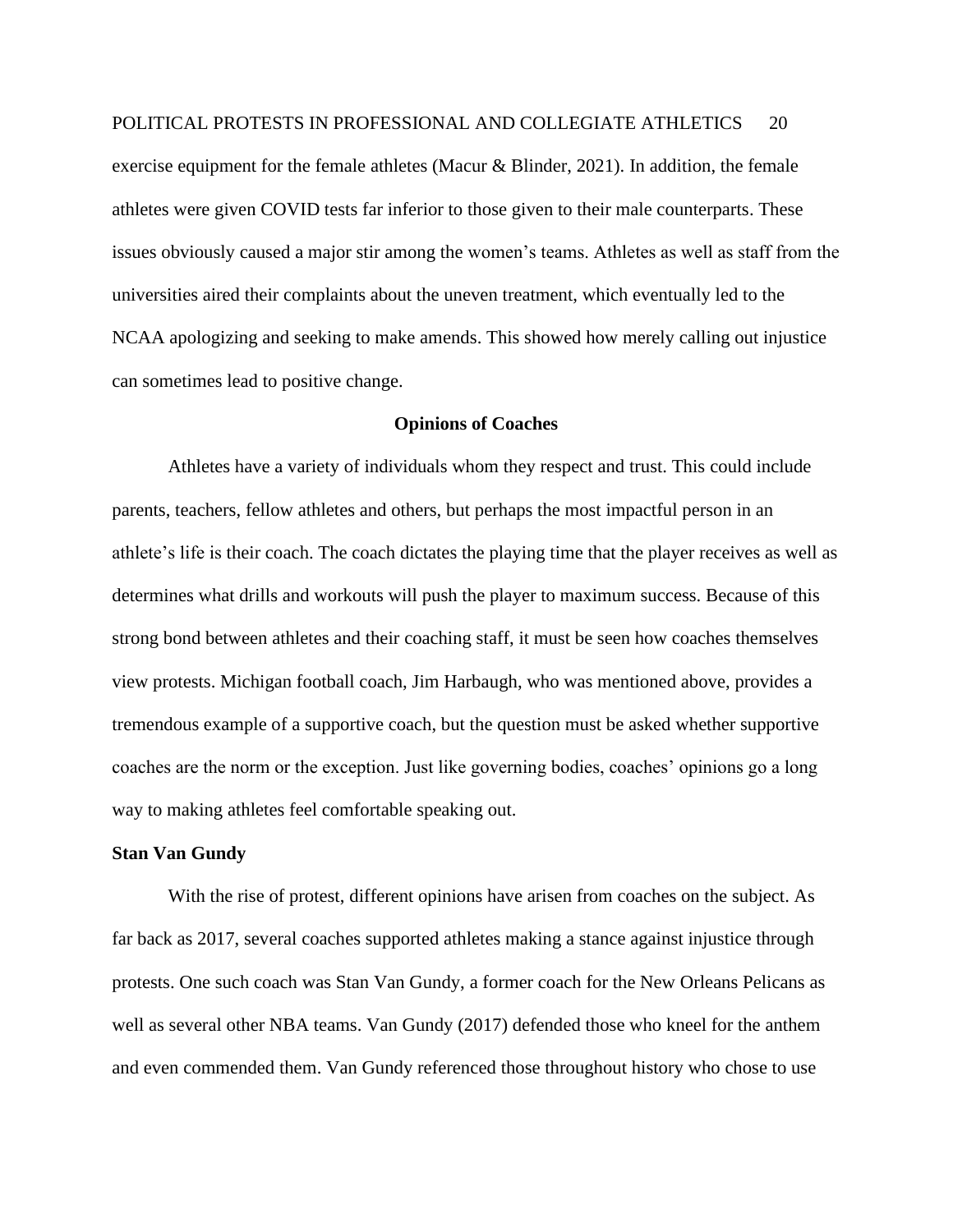exercise equipment for the female athletes (Macur & Blinder, 2021). In addition, the female athletes were given COVID tests far inferior to those given to their male counterparts. These issues obviously caused a major stir among the women's teams. Athletes as well as staff from the universities aired their complaints about the uneven treatment, which eventually led to the NCAA apologizing and seeking to make amends. This showed how merely calling out injustice can sometimes lead to positive change.

## Opinions of Coaches

Athletes have a variety of individuals whom they respect and trust. This could include parents, teachers, fellow athletes and others, but perhaps the most impactful person in an athlete's life is their coach. The coach dictates the playing time that the player receives as well as determines what drills and workouts will push the player to maximum success. Because of this strong bond between athletes and their coaching staff, it must be seen how coaches themselves view protests. Michigan football coach, Jim Harbaugh, who was mentioned above, provides a tremendous example of a supportive coach, but the question must be asked whether supportive coaches are the norm or the exception. Just like governing bodies, coaches' opinions go a long way to making athletes feel comfortable speaking out.

### Stan Van Gundy

With the rise of protest, different opinions have arisen from coaches on the subject. As far back as 2017, several coaches supported athletes making a stance against injustice through protests. One such coach was Stan Van Gundy, a former coach for the New Orleans Pelicans as well as several other NBA teams. Van Gundy (2017) defended those who kneel for the anthem and even commended them. Van Gundy referenced those throughout history who chose to use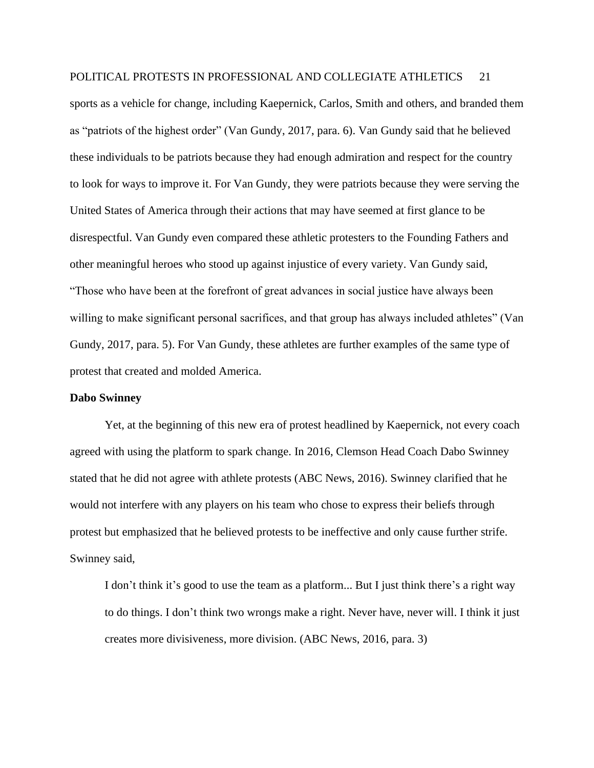sports as a vehicle for change, including Kaepernick, Carlos, Smith and others, and branded them as "patriots of the highest order" (Van Gundy, 2017, para. 6). Van Gundy said that he believed these individuals to be patriots because they had enough admiration and respect for the country to look for ways to improve it. For Van Gundy, they were patriots because they were serving the United States of America through their actions that may have seemed at first glance to be disrespectful. Van Gundy even compared these athletic protesters to the Founding Fathers and other meaningful heroes who stood up against injustice of every variety. Van Gundy said, "Those who have been at the forefront of great advances in social justice have always been willing to make significant personal sacrifices, and that group has always included athletes" (Van Gundy, 2017, para. 5). For Van Gundy, these athletes are further examples of the same type of protest that created and molded America.

**Dabo Swinney**

Yet, at the beginning of this new era of protest headlined by Kaepernick, not every coach agreed with using the platform to spark change. In 2016, Clemson Head Coach Dabo Swinney stated that he did not agree with athlete protests (ABC News, 2016). Swinney clarified that he would not interfere with any players on his team who chose to express their beliefs through protest but emphasized that he believed protests to be ineffective and only cause further strife. Swinney said,

> I don't think it's good to use the team as a platform... But I just think there's a right way to do things. I don't think two wrongs make a right. Never have, never will. I think it just creates more divisiveness, more division. (ABC News, 2016, para. 3)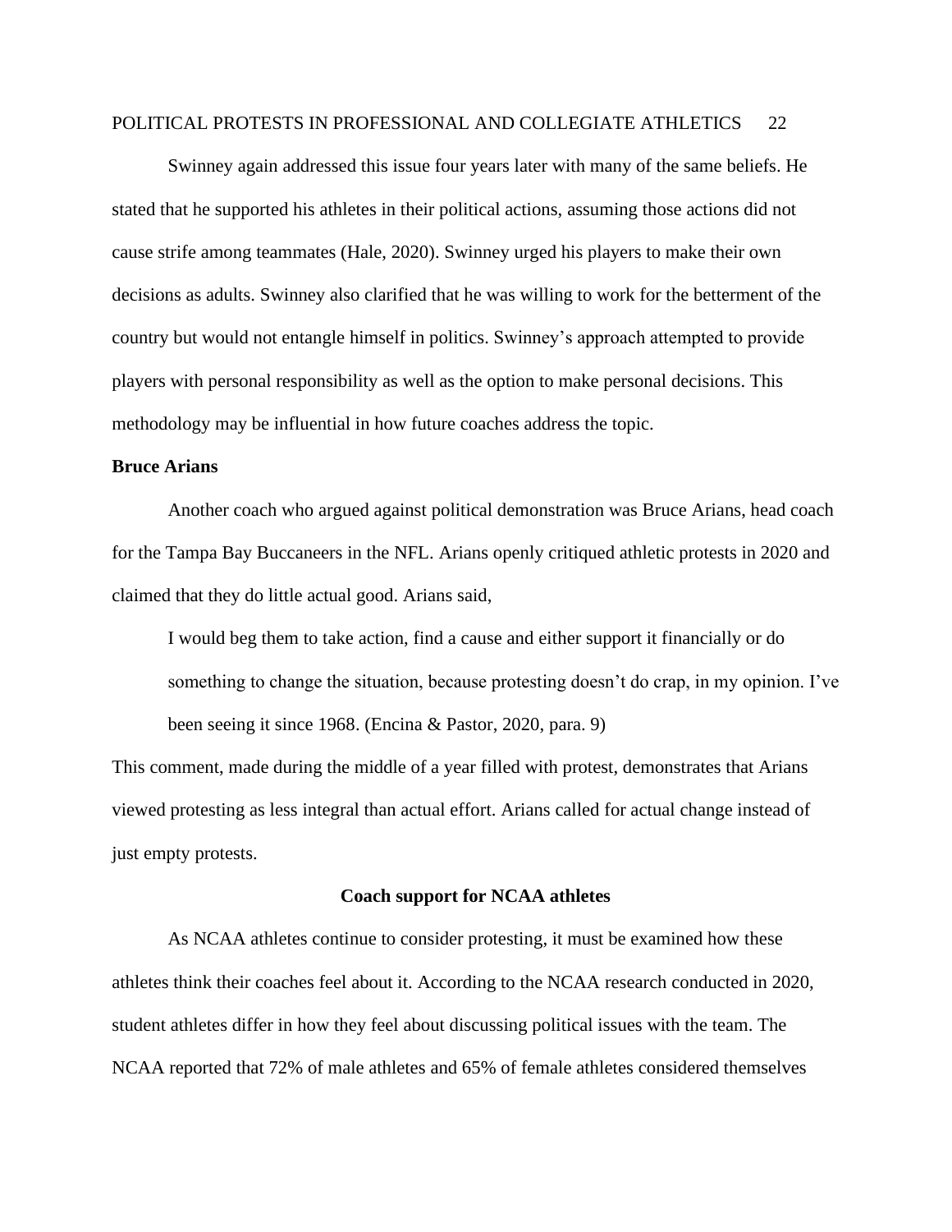Swinney again addressed this issue four years later with many of the same beliefs. He stated that he supported his athletes in their political actions, assuming those actions did not cause strife among teammates (Hale, 2020). Swinney urged his players to make their own decisions as adults. Swinney also clarified that he was willing to work for the betterment of the country but would not entangle himself in politics. Swinney's approach attempted to provide players with personal responsibility as well as the option to make personal decisions. This methodology may be influential in how future coaches address the topic.

### Bruce Arians

Another coach who argued against political demonstration was Bruce Arians, head coach for the Tampa Bay Buccaneers in the NFL. Arians openly critiqued athletic protests in 2020 and claimed that they do little actual good. Arians said,

> I would beg them to take action, find a cause and either support it financially or do something to change the situation, because protesting doesn't do crap, in my opinion. I've been seeing it since 1968. (Encina & Pastor, 2020, para. 9)

This comment, made during the middle of a year filled with protest, demonstrates that Arians viewed protesting as less integral than actual effort. Arians called for actual change instead of just empty protests.

## Coach support for NCAA athletes

As NCAA athletes continue to consider protesting, it must be examined how these athletes think their coaches feel about it. According to the NCAA research conducted in 2020, student athletes differ in how they feel about discussing political issues with the team. The NCAA reported that 72% of male athletes and 65% of female athletes considered themselves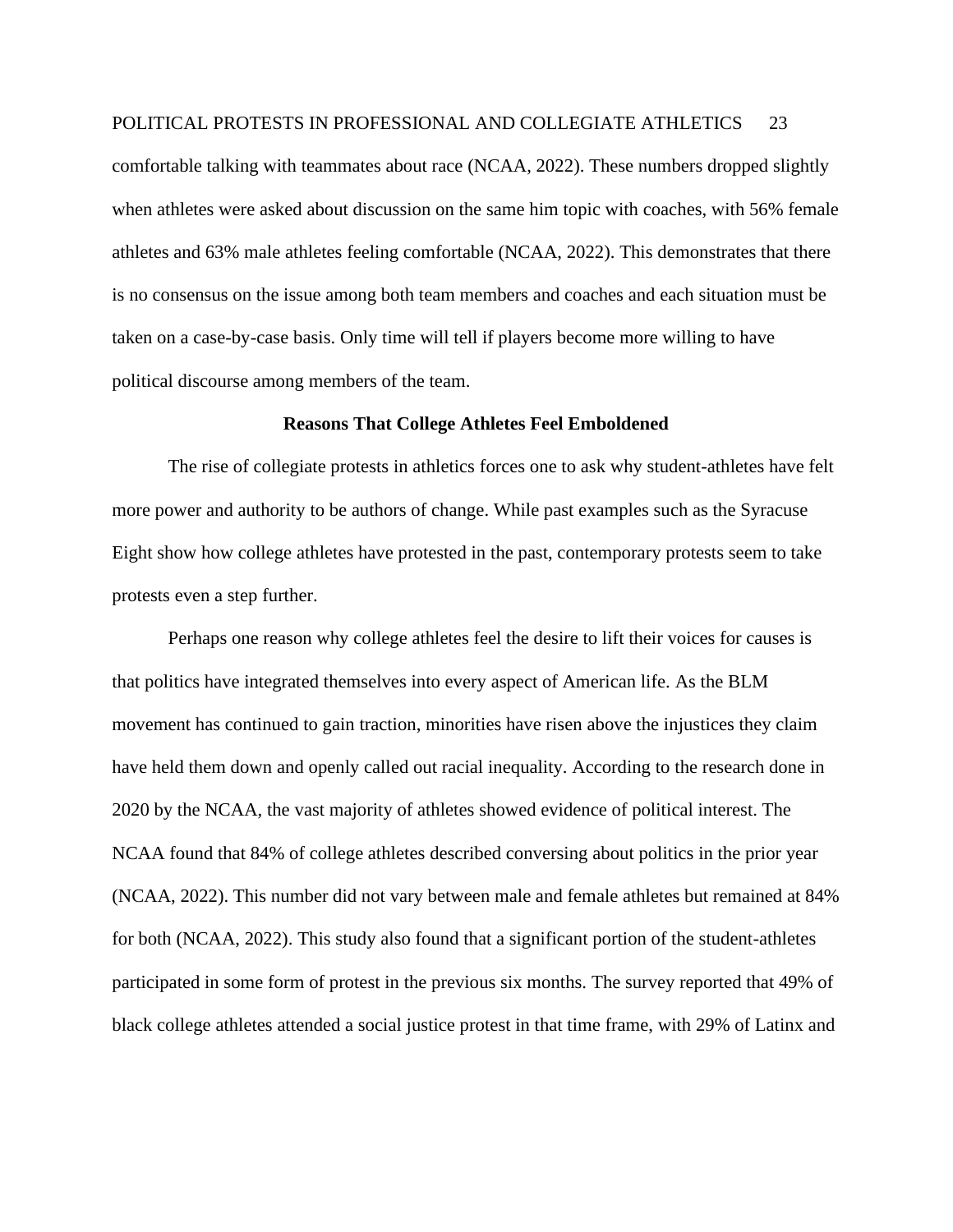comfortable talking with teammates about race (NCAA, 2022). These numbers dropped slightly when athletes were asked about discussion on the same him topic with coaches, with 56% female athletes and 63% male athletes feeling comfortable (NCAA, 2022). This demonstrates that there is no consensus on the issue among both team members and coaches and each situation must be taken on a case-by-case basis. Only time will tell if players become more willing to have political discourse among members of the team.

## Reasons That College Athletes Feel Emboldened

The rise of collegiate protests in athletics forces one to ask why student-athletes have felt more power and authority to be authors of change. While past examples such as the Syracuse Eight show how college athletes have protested in the past, contemporary protests seem to take protests even a step further.

Perhaps one reason why college athletes feel the desire to lift their voices for causes is that politics have integrated themselves into every aspect of American life. As the BLM movement has continued to gain traction, minorities have risen above the injustices they claim have held them down and openly called out racial inequality. According to the research done in 2020 by the NCAA, the vast majority of athletes showed evidence of political interest. The NCAA found that 84% of college athletes described conversing about politics in the prior year (NCAA, 2022). This number did not vary between male and female athletes but remained at 84% for both (NCAA, 2022). This study also found that a significant portion of the student-athletes participated in some form of protest in the previous six months. The survey reported that 49% of black college athletes attended a social justice protest in that time frame, with 29% of Latinx and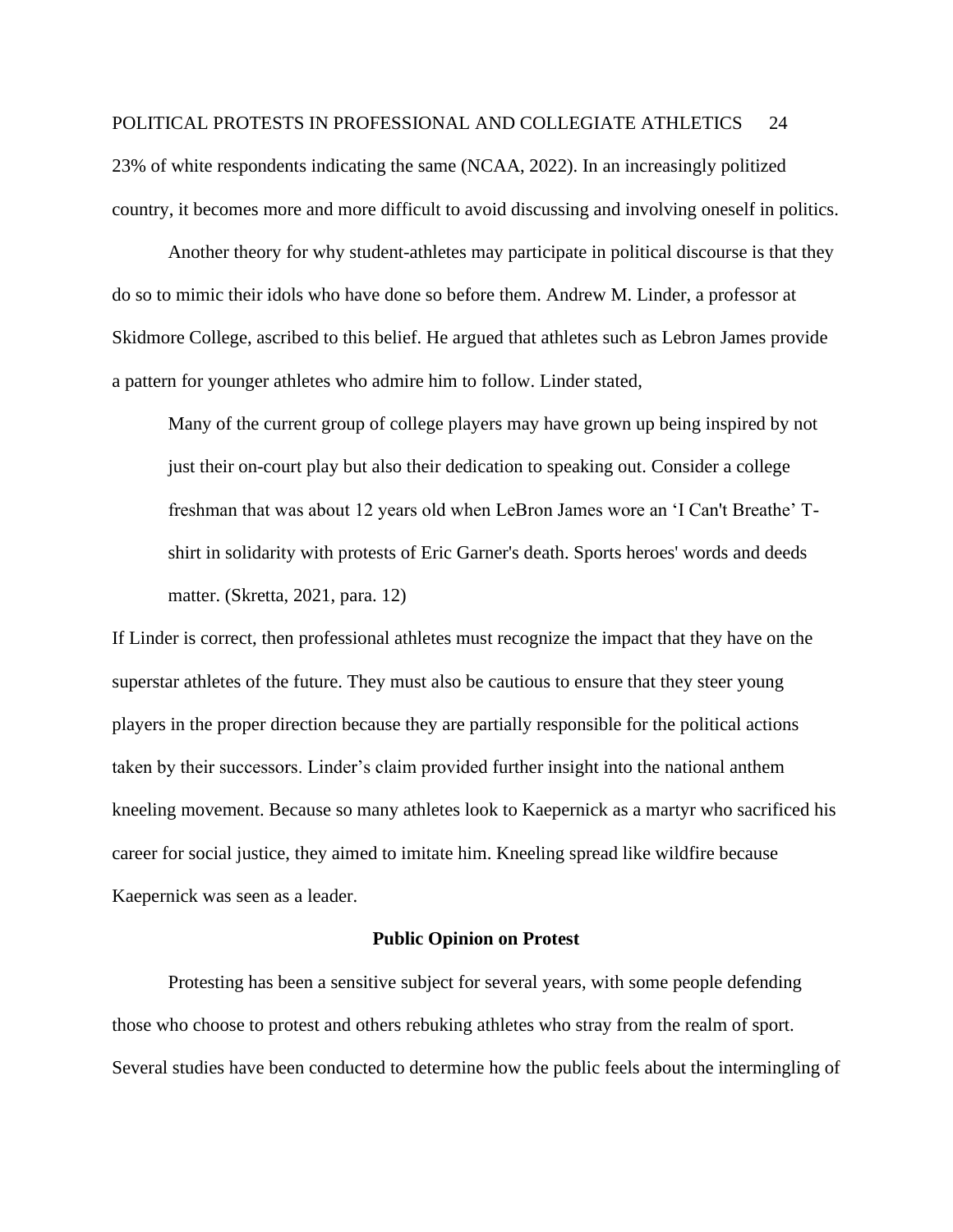23% of white respondents indicating the same (NCAA, 2022). In an increasingly politized country, it becomes more and more difficult to avoid discussing and involving oneself in politics.

Another theory for why student-athletes may participate in political discourse is that they do so to mimic their idols who have done so before them. Andrew M. Linder, a professor at Skidmore College, ascribed to this belief. He argued that athletes such as Lebron James provide a pattern for younger athletes who admire him to follow. Linder stated,

> Many of the current group of college players may have grown up being inspired by not just their on-court play but also their dedication to speaking out. Consider a college freshman that was about 12 years old when LeBron James wore an 'I Can't Breathe' T-shirt in solidarity with protests of Eric Garner's death. Sports heroes' words and deeds matter. (Skretta, 2021, para. 12)

If Linder is correct, then professional athletes must recognize the impact that they have on the superstar athletes of the future. They must also be cautious to ensure that they steer young players in the proper direction because they are partially responsible for the political actions taken by their successors. Linder's claim provided further insight into the national anthem kneeling movement. Because so many athletes look to Kaepernick as a martyr who sacrificed his career for social justice, they aimed to imitate him. Kneeling spread like wildfire because Kaepernick was seen as a leader.

## Public Opinion on Protest

Protesting has been a sensitive subject for several years, with some people defending those who choose to protest and others rebuking athletes who stray from the realm of sport. Several studies have been conducted to determine how the public feels about the intermingling of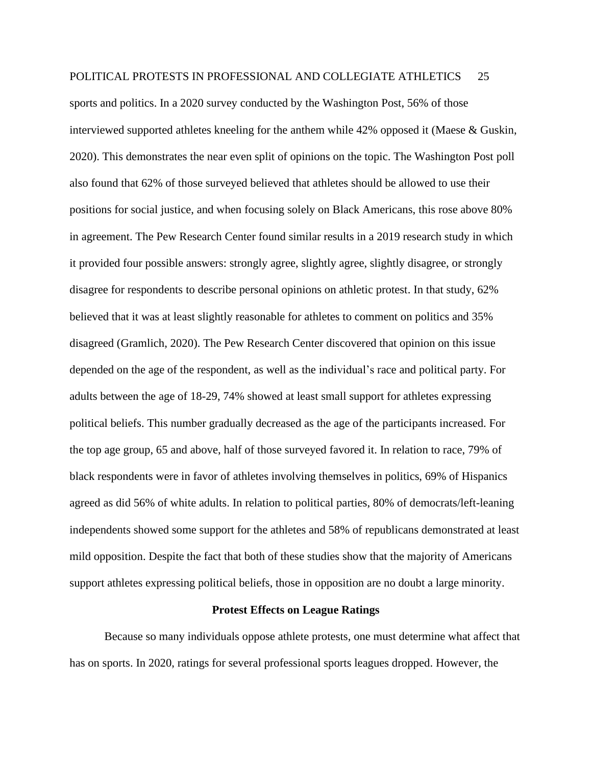sports and politics. In a 2020 survey conducted by the Washington Post, 56% of those interviewed supported athletes kneeling for the anthem while 42% opposed it (Maese & Guskin, 2020). This demonstrates the near even split of opinions on the topic. The Washington Post poll also found that 62% of those surveyed believed that athletes should be allowed to use their positions for social justice, and when focusing solely on Black Americans, this rose above 80% in agreement. The Pew Research Center found similar results in a 2019 research study in which it provided four possible answers: strongly agree, slightly agree, slightly disagree, or strongly disagree for respondents to describe personal opinions on athletic protest. In that study, 62% believed that it was at least slightly reasonable for athletes to comment on politics and 35% disagreed (Gramlich, 2020). The Pew Research Center discovered that opinion on this issue depended on the age of the respondent, as well as the individual's race and political party. For adults between the age of 18-29, 74% showed at least small support for athletes expressing political beliefs. This number gradually decreased as the age of the participants increased. For the top age group, 65 and above, half of those surveyed favored it. In relation to race, 79% of black respondents were in favor of athletes involving themselves in politics, 69% of Hispanics agreed as did 56% of white adults. In relation to political parties, 80% of democrats/left-leaning independents showed some support for the athletes and 58% of republicans demonstrated at least mild opposition. Despite the fact that both of these studies show that the majority of Americans support athletes expressing political beliefs, those in opposition are no doubt a large minority.

## Protest Effects on League Ratings

Because so many individuals oppose athlete protests, one must determine what affect that has on sports. In 2020, ratings for several professional sports leagues dropped. However, the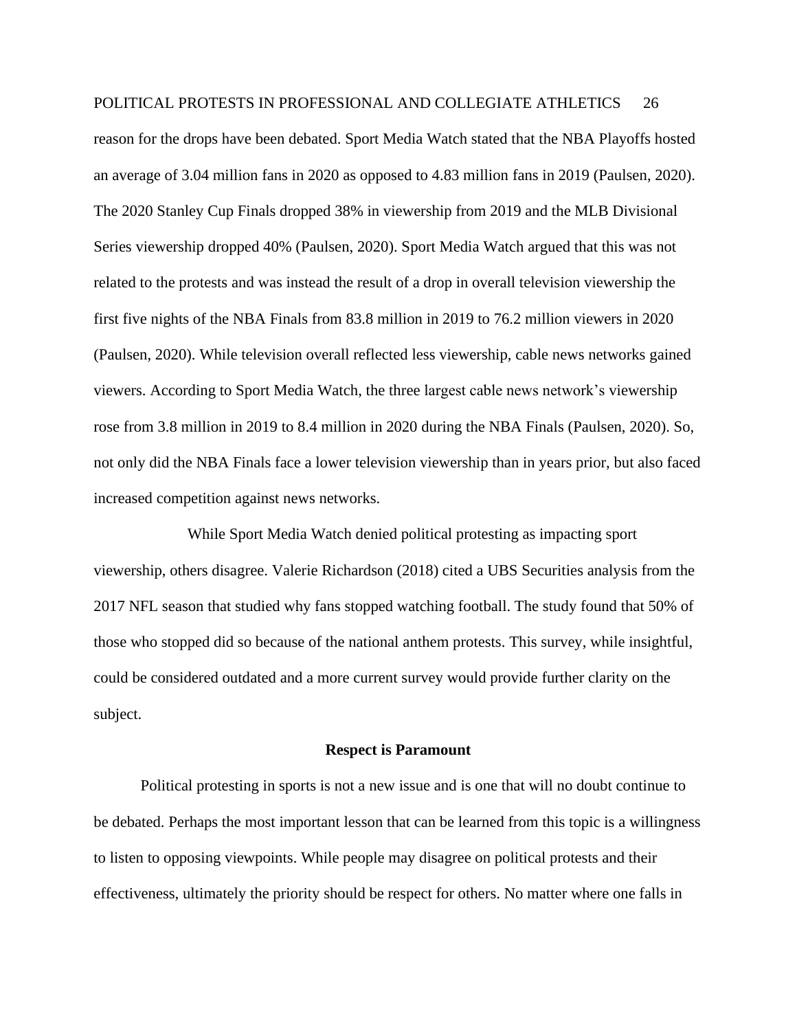reason for the drops have been debated. Sport Media Watch stated that the NBA Playoffs hosted an average of 3.04 million fans in 2020 as opposed to 4.83 million fans in 2019 (Paulsen, 2020). The 2020 Stanley Cup Finals dropped 38% in viewership from 2019 and the MLB Divisional Series viewership dropped 40% (Paulsen, 2020). Sport Media Watch argued that this was not related to the protests and was instead the result of a drop in overall television viewership the first five nights of the NBA Finals from 83.8 million in 2019 to 76.2 million viewers in 2020 (Paulsen, 2020). While television overall reflected less viewership, cable news networks gained viewers. According to Sport Media Watch, the three largest cable news network's viewership rose from 3.8 million in 2019 to 8.4 million in 2020 during the NBA Finals (Paulsen, 2020). So, not only did the NBA Finals face a lower television viewership than in years prior, but also faced increased competition against news networks.

While Sport Media Watch denied political protesting as impacting sport viewership, others disagree. Valerie Richardson (2018) cited a UBS Securities analysis from the 2017 NFL season that studied why fans stopped watching football. The study found that 50% of those who stopped did so because of the national anthem protests. This survey, while insightful, could be considered outdated and a more current survey would provide further clarity on the subject.

## Respect is Paramount

Political protesting in sports is not a new issue and is one that will no doubt continue to be debated. Perhaps the most important lesson that can be learned from this topic is a willingness to listen to opposing viewpoints. While people may disagree on political protests and their effectiveness, ultimately the priority should be respect for others. No matter where one falls in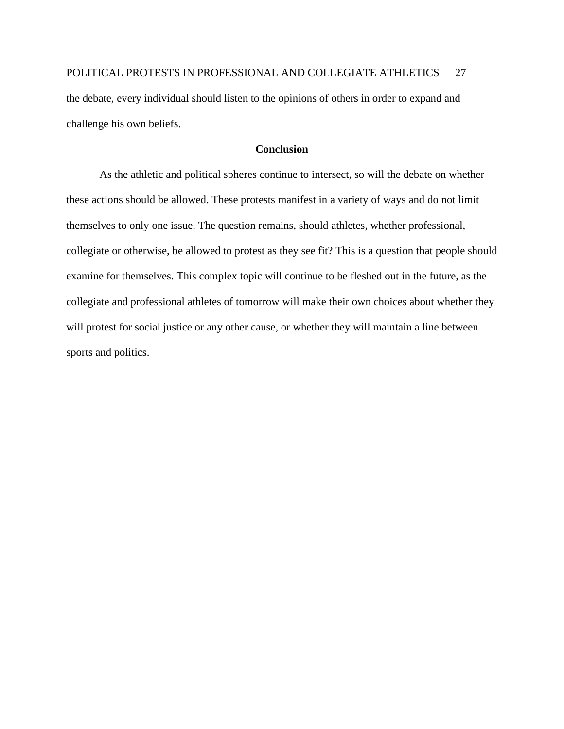the debate, every individual should listen to the opinions of others in order to expand and challenge his own beliefs.

## Conclusion

As the athletic and political spheres continue to intersect, so will the debate on whether these actions should be allowed. These protests manifest in a variety of ways and do not limit themselves to only one issue. The question remains, should athletes, whether professional, collegiate or otherwise, be allowed to protest as they see fit? This is a question that people should examine for themselves. This complex topic will continue to be fleshed out in the future, as the collegiate and professional athletes of tomorrow will make their own choices about whether they will protest for social justice or any other cause, or whether they will maintain a line between sports and politics.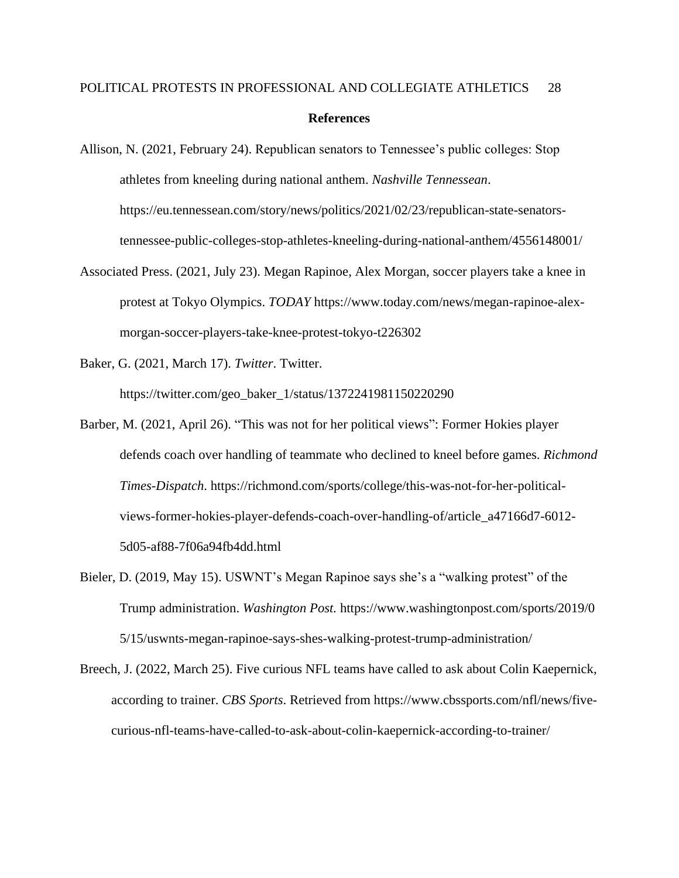## References

Allison, N. (2021, February 24). Republican senators to Tennessee's public colleges: Stop athletes from kneeling during national anthem. *Nashville Tennessean*. https://eu.tennessean.com/story/news/politics/2021/02/23/republican-state-senators-tennessee-public-colleges-stop-athletes-kneeling-during-national-anthem/4556148001/

Associated Press. (2021, July 23). Megan Rapinoe, Alex Morgan, soccer players take a knee in protest at Tokyo Olympics. *TODAY* https://www.today.com/news/megan-rapinoe-alex-morgan-soccer-players-take-knee-protest-tokyo-t226302

Baker, G. (2021, March 17). *Twitter*. Twitter. https://twitter.com/geo_baker_1/status/1372241981150220290

Barber, M. (2021, April 26). "This was not for her political views": Former Hokies player defends coach over handling of teammate who declined to kneel before games. *Richmond Times-Dispatch*. https://richmond.com/sports/college/this-was-not-for-her-political-views-former-hokies-player-defends-coach-over-handling-of/article_a47166d7-6012-5d05-af88-7f06a94fb4dd.html

Bieler, D. (2019, May 15). USWNT's Megan Rapinoe says she's a "walking protest" of the Trump administration. *Washington Post.* https://www.washingtonpost.com/sports/2019/05/15/uswnts-megan-rapinoe-says-shes-walking-protest-trump-administration/

Breech, J. (2022, March 25). Five curious NFL teams have called to ask about Colin Kaepernick, according to trainer. *CBS Sports*. Retrieved from https://www.cbssports.com/nfl/news/five-curious-nfl-teams-have-called-to-ask-about-colin-kaepernick-according-to-trainer/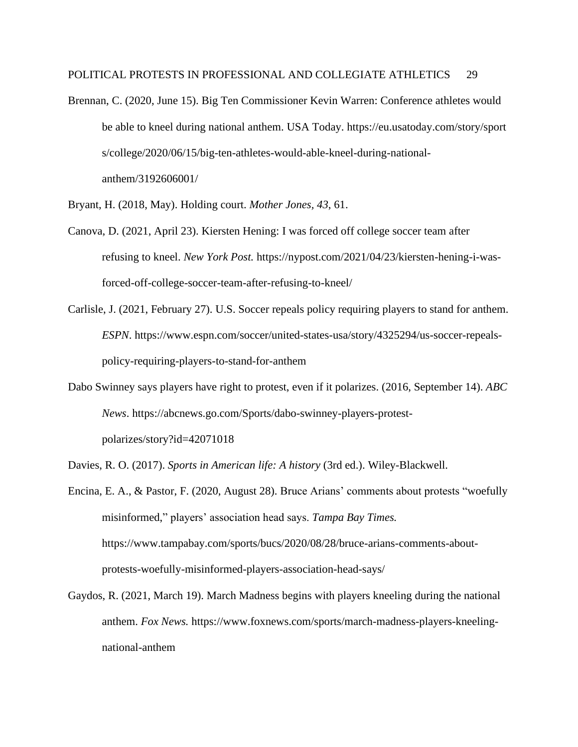Brennan, C. (2020, June 15). Big Ten Commissioner Kevin Warren: Conference athletes would be able to kneel during national anthem. USA Today. https://eu.usatoday.com/story/sports/college/2020/06/15/big-ten-athletes-would-able-kneel-during-national-anthem/3192606001/

Bryant, H. (2018, May). Holding court. *Mother Jones*, *43*, 61.

Canova, D. (2021, April 23). Kiersten Hening: I was forced off college soccer team after refusing to kneel. *New York Post.* https://nypost.com/2021/04/23/kiersten-hening-i-was-forced-off-college-soccer-team-after-refusing-to-kneel/

Carlisle, J. (2021, February 27). U.S. Soccer repeals policy requiring players to stand for anthem. *ESPN*. https://www.espn.com/soccer/united-states-usa/story/4325294/us-soccer-repeals-policy-requiring-players-to-stand-for-anthem

Dabo Swinney says players have right to protest, even if it polarizes. (2016, September 14). *ABC News*. https://abcnews.go.com/Sports/dabo-swinney-players-protest-polarizes/story?id=42071018

Davies, R. O. (2017). *Sports in American life: A history* (3rd ed.). Wiley-Blackwell.

Encina, E. A., & Pastor, F. (2020, August 28). Bruce Arians' comments about protests "woefully misinformed," players' association head says. *Tampa Bay Times.* https://www.tampabay.com/sports/bucs/2020/08/28/bruce-arians-comments-about-protests-woefully-misinformed-players-association-head-says/

Gaydos, R. (2021, March 19). March Madness begins with players kneeling during the national anthem. *Fox News.* https://www.foxnews.com/sports/march-madness-players-kneeling-national-anthem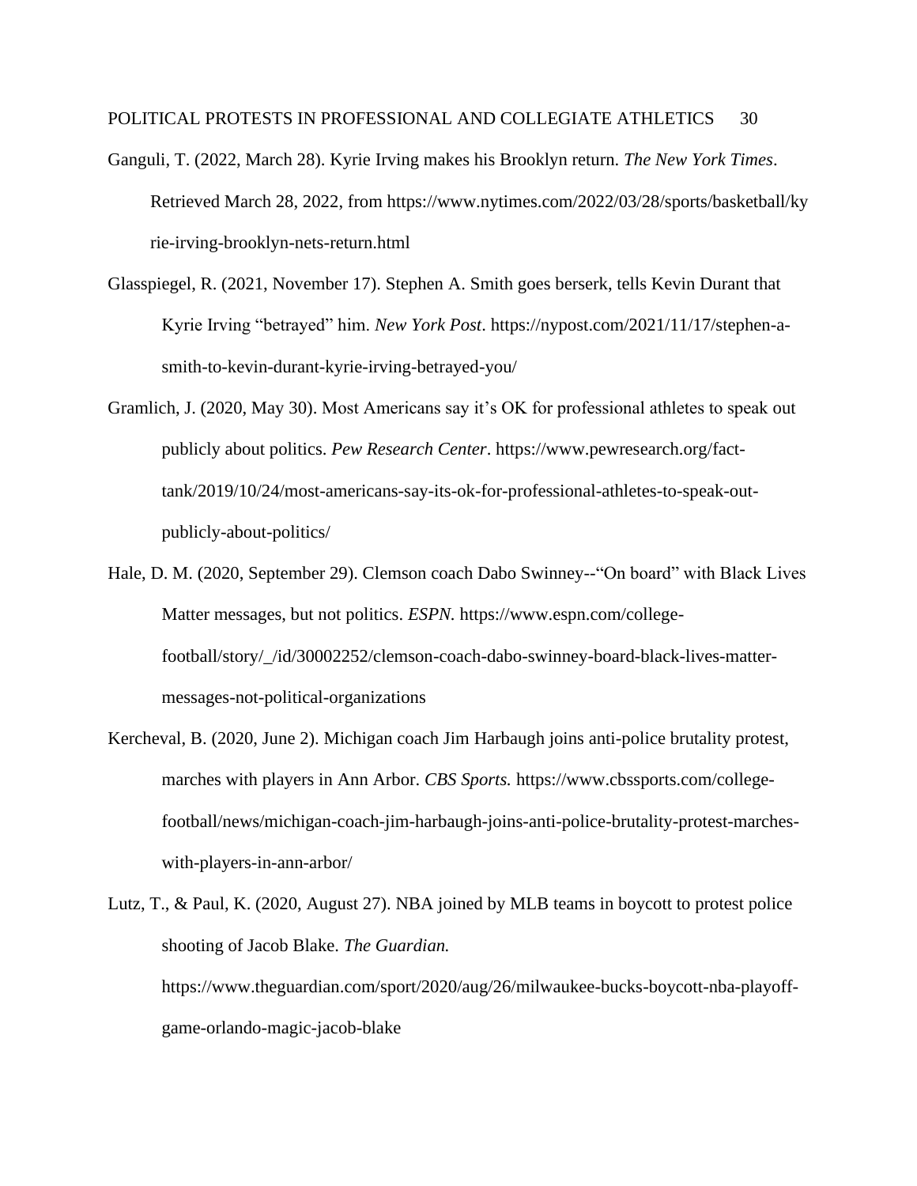Ganguli, T. (2022, March 28). Kyrie Irving makes his Brooklyn return. *The New York Times*. Retrieved March 28, 2022, from https://www.nytimes.com/2022/03/28/sports/basketball/kyrie-irving-brooklyn-nets-return.html

Glasspiegel, R. (2021, November 17). Stephen A. Smith goes berserk, tells Kevin Durant that Kyrie Irving "betrayed" him. *New York Post*. https://nypost.com/2021/11/17/stephen-a-smith-to-kevin-durant-kyrie-irving-betrayed-you/

Gramlich, J. (2020, May 30). Most Americans say it's OK for professional athletes to speak out publicly about politics. *Pew Research Center*. https://www.pewresearch.org/fact-tank/2019/10/24/most-americans-say-its-ok-for-professional-athletes-to-speak-out-publicly-about-politics/

Hale, D. M. (2020, September 29). Clemson coach Dabo Swinney--"On board" with Black Lives Matter messages, but not politics. *ESPN*. https://www.espn.com/college-football/story/_/id/30002252/clemson-coach-dabo-swinney-board-black-lives-matter-messages-not-political-organizations

Kercheval, B. (2020, June 2). Michigan coach Jim Harbaugh joins anti-police brutality protest, marches with players in Ann Arbor. *CBS Sports.* https://www.cbssports.com/college-football/news/michigan-coach-jim-harbaugh-joins-anti-police-brutality-protest-marches-with-players-in-ann-arbor/

Lutz, T., & Paul, K. (2020, August 27). NBA joined by MLB teams in boycott to protest police shooting of Jacob Blake. *The Guardian.* https://www.theguardian.com/sport/2020/aug/26/milwaukee-bucks-boycott-nba-playoff-game-orlando-magic-jacob-blake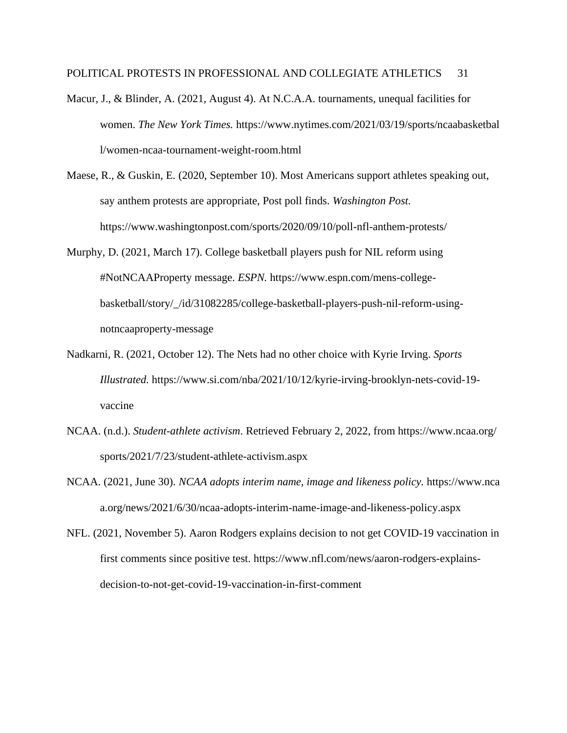Macur, J., & Blinder, A. (2021, August 4). At N.C.A.A. tournaments, unequal facilities for women. *The New York Times.* https://www.nytimes.com/2021/03/19/sports/ncaabasketball/women-ncaa-tournament-weight-room.html

Maese, R., & Guskin, E. (2020, September 10). Most Americans support athletes speaking out, say anthem protests are appropriate, Post poll finds. *Washington Post.* https://www.washingtonpost.com/sports/2020/09/10/poll-nfl-anthem-protests/

Murphy, D. (2021, March 17). College basketball players push for NIL reform using #NotNCAAProperty message. *ESPN.* https://www.espn.com/mens-college-basketball/story/_/id/31082285/college-basketball-players-push-nil-reform-using-notncaaproperty-message

Nadkarni, R. (2021, October 12). The Nets had no other choice with Kyrie Irving. *Sports Illustrated.* https://www.si.com/nba/2021/10/12/kyrie-irving-brooklyn-nets-covid-19-vaccine

NCAA. (n.d.). *Student-athlete activism*. Retrieved February 2, 2022, from https://www.ncaa.org/sports/2021/7/23/student-athlete-activism.aspx

NCAA. (2021, June 30). *NCAA adopts interim name, image and likeness policy.* https://www.ncaa.org/news/2021/6/30/ncaa-adopts-interim-name-image-and-likeness-policy.aspx

NFL. (2021, November 5). Aaron Rodgers explains decision to not get COVID-19 vaccination in first comments since positive test. https://www.nfl.com/news/aaron-rodgers-explains-decision-to-not-get-covid-19-vaccination-in-first-comment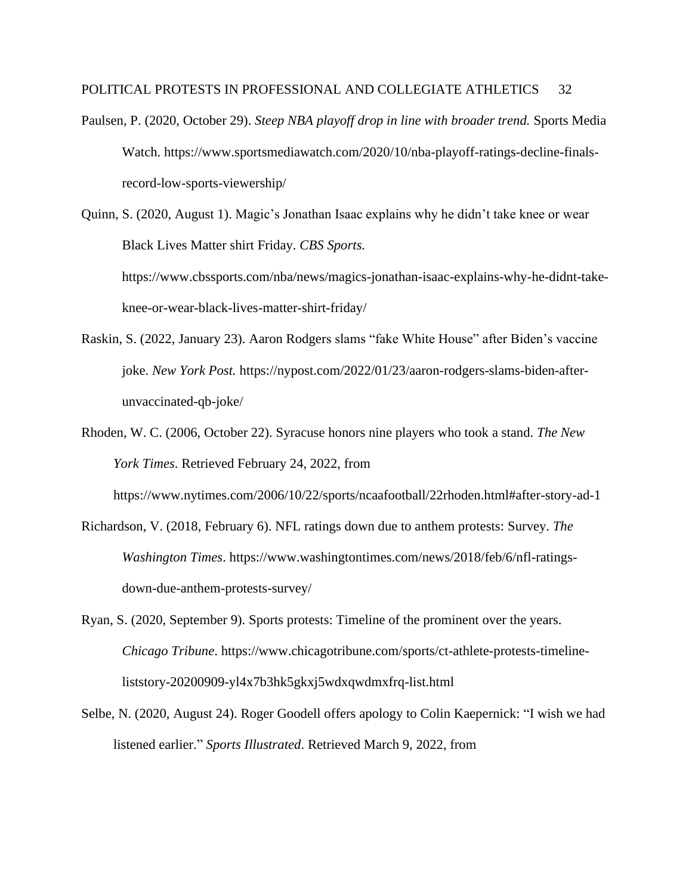Paulsen, P. (2020, October 29). *Steep NBA playoff drop in line with broader trend.* Sports Media Watch. https://www.sportsmediawatch.com/2020/10/nba-playoff-ratings-decline-finals-record-low-sports-viewership/

Quinn, S. (2020, August 1). Magic's Jonathan Isaac explains why he didn't take knee or wear Black Lives Matter shirt Friday. *CBS Sports.* https://www.cbssports.com/nba/news/magics-jonathan-isaac-explains-why-he-didnt-take-knee-or-wear-black-lives-matter-shirt-friday/

Raskin, S. (2022, January 23). Aaron Rodgers slams "fake White House" after Biden's vaccine joke. *New York Post.* https://nypost.com/2022/01/23/aaron-rodgers-slams-biden-after-unvaccinated-qb-joke/

Rhoden, W. C. (2006, October 22). Syracuse honors nine players who took a stand. *The New York Times*. Retrieved February 24, 2022, from https://www.nytimes.com/2006/10/22/sports/ncaafootball/22rhoden.html#after-story-ad-1

Richardson, V. (2018, February 6). NFL ratings down due to anthem protests: Survey. *The Washington Times*. https://www.washingtontimes.com/news/2018/feb/6/nfl-ratings-down-due-anthem-protests-survey/

Ryan, S. (2020, September 9). Sports protests: Timeline of the prominent over the years. *Chicago Tribune*. https://www.chicagotribune.com/sports/ct-athlete-protests-timeline-liststory-20200909-yl4x7b3hk5gkxj5wdxqwdmxfrq-list.html

Selbe, N. (2020, August 24). Roger Goodell offers apology to Colin Kaepernick: "I wish we had listened earlier." *Sports Illustrated*. Retrieved March 9, 2022, from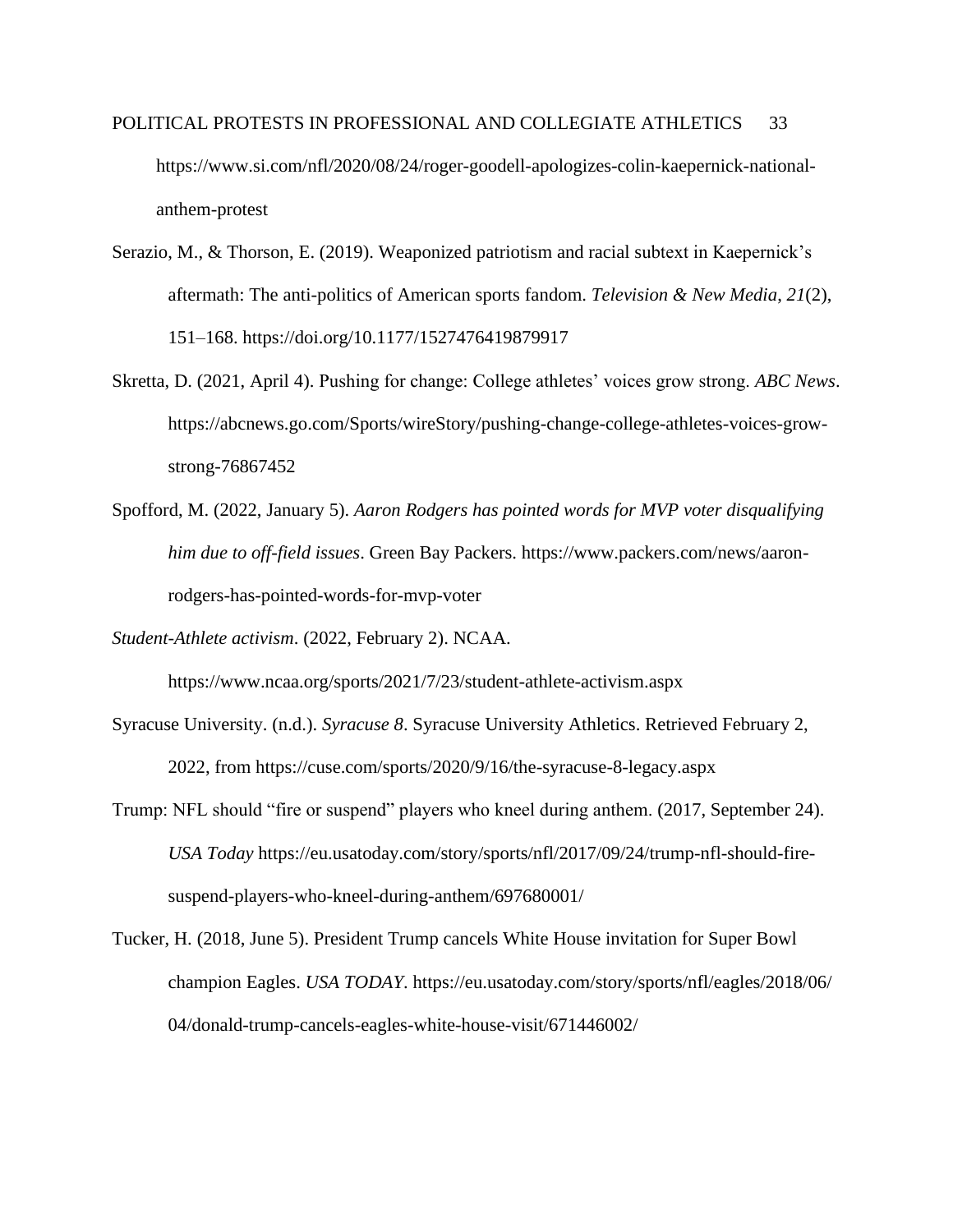https://www.si.com/nfl/2020/08/24/roger-goodell-apologizes-colin-kaepernick-national-anthem-protest

Serazio, M., & Thorson, E. (2019). Weaponized patriotism and racial subtext in Kaepernick's aftermath: The anti-politics of American sports fandom. *Television & New Media*, *21*(2), 151–168. https://doi.org/10.1177/1527476419879917

Skretta, D. (2021, April 4). Pushing for change: College athletes' voices grow strong. *ABC News*. https://abcnews.go.com/Sports/wireStory/pushing-change-college-athletes-voices-grow-strong-76867452

Spofford, M. (2022, January 5). *Aaron Rodgers has pointed words for MVP voter disqualifying him due to off-field issues*. Green Bay Packers. https://www.packers.com/news/aaron-rodgers-has-pointed-words-for-mvp-voter

*Student-Athlete activism*. (2022, February 2). NCAA. https://www.ncaa.org/sports/2021/7/23/student-athlete-activism.aspx

Syracuse University. (n.d.). *Syracuse 8*. Syracuse University Athletics. Retrieved February 2, 2022, from https://cuse.com/sports/2020/9/16/the-syracuse-8-legacy.aspx

Trump: NFL should "fire or suspend" players who kneel during anthem. (2017, September 24). *USA Today* https://eu.usatoday.com/story/sports/nfl/2017/09/24/trump-nfl-should-fire-suspend-players-who-kneel-during-anthem/697680001/

Tucker, H. (2018, June 5). President Trump cancels White House invitation for Super Bowl champion Eagles. *USA TODAY*. https://eu.usatoday.com/story/sports/nfl/eagles/2018/06/04/donald-trump-cancels-eagles-white-house-visit/671446002/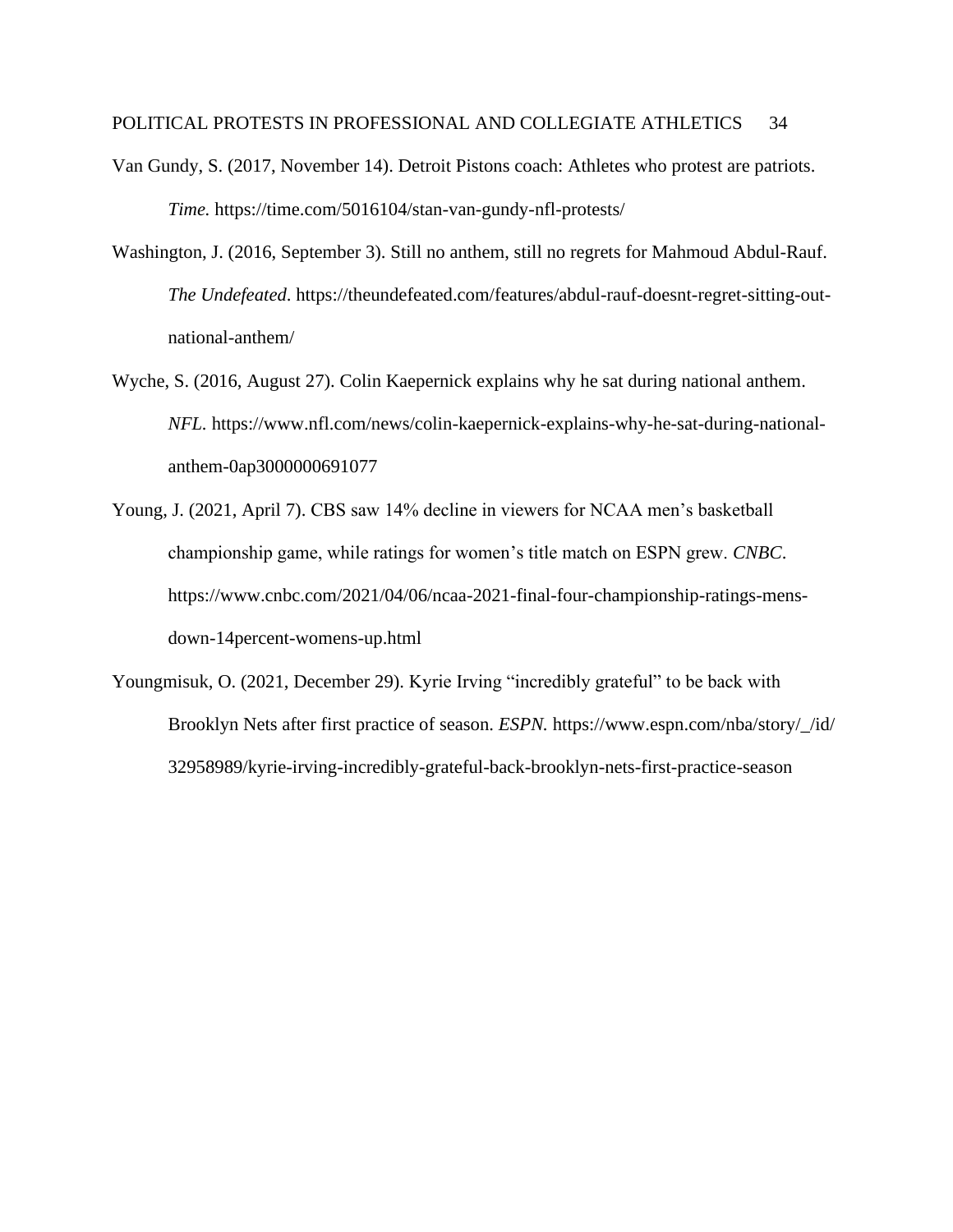Van Gundy, S. (2017, November 14). Detroit Pistons coach: Athletes who protest are patriots. *Time.* https://time.com/5016104/stan-van-gundy-nfl-protests/

Washington, J. (2016, September 3). Still no anthem, still no regrets for Mahmoud Abdul-Rauf. *The Undefeated*. https://theundefeated.com/features/abdul-rauf-doesnt-regret-sitting-out-national-anthem/

Wyche, S. (2016, August 27). Colin Kaepernick explains why he sat during national anthem. *NFL.* https://www.nfl.com/news/colin-kaepernick-explains-why-he-sat-during-national-anthem-0ap3000000691077

Young, J. (2021, April 7). CBS saw 14% decline in viewers for NCAA men's basketball championship game, while ratings for women's title match on ESPN grew. *CNBC*. https://www.cnbc.com/2021/04/06/ncaa-2021-final-four-championship-ratings-mens-down-14percent-womens-up.html

Youngmisuk, O. (2021, December 29). Kyrie Irving "incredibly grateful" to be back with Brooklyn Nets after first practice of season. *ESPN.* https://www.espn.com/nba/story/_/id/32958989/kyrie-irving-incredibly-grateful-back-brooklyn-nets-first-practice-season